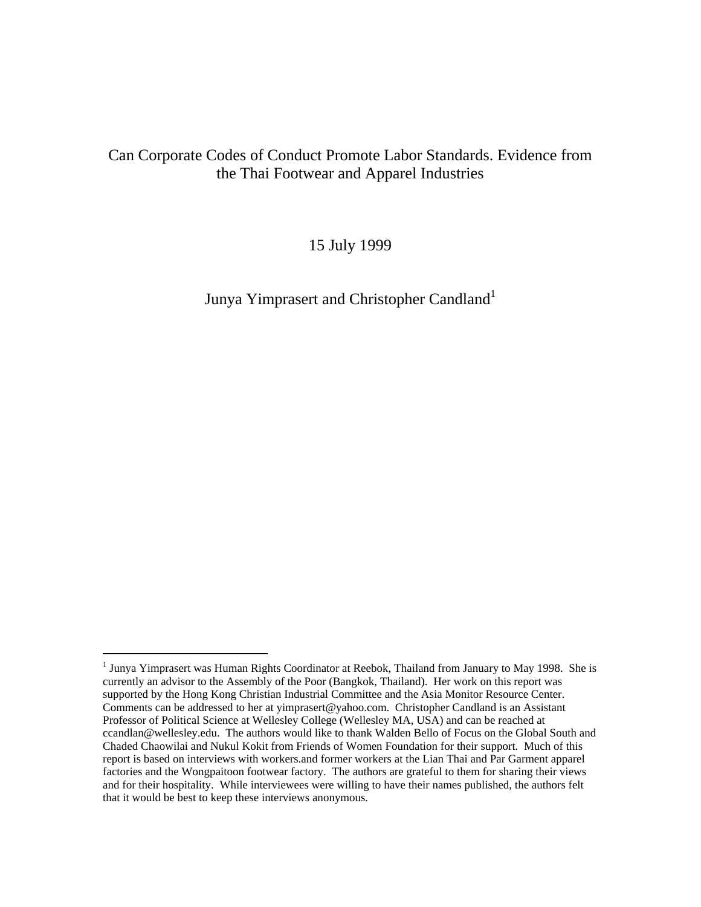# Can Corporate Codes of Conduct Promote Labor Standards. Evidence from the Thai Footwear and Apparel Industries

15 July 1999

Junya Yimprasert and Christopher Candland[1]

---

[1] Junya Yimprasert was Human Rights Coordinator at Reebok, Thailand from January to May 1998. She is currently an advisor to the Assembly of the Poor (Bangkok, Thailand). Her work on this report was supported by the Hong Kong Christian Industrial Committee and the Asia Monitor Resource Center. Comments can be addressed to her at yimprasert@yahoo.com. Christopher Candland is an Assistant Professor of Political Science at Wellesley College (Wellesley MA, USA) and can be reached at ccandlan@wellesley.edu. The authors would like to thank Walden Bello of Focus on the Global South and Chaded Chaowilai and Nukul Kokit from Friends of Women Foundation for their support. Much of this report is based on interviews with workers.and former workers at the Lian Thai and Par Garment apparel factories and the Wongpaitoon footwear factory. The authors are grateful to them for sharing their views and for their hospitality. While interviewees were willing to have their names published, the authors felt that it would be best to keep these interviews anonymous.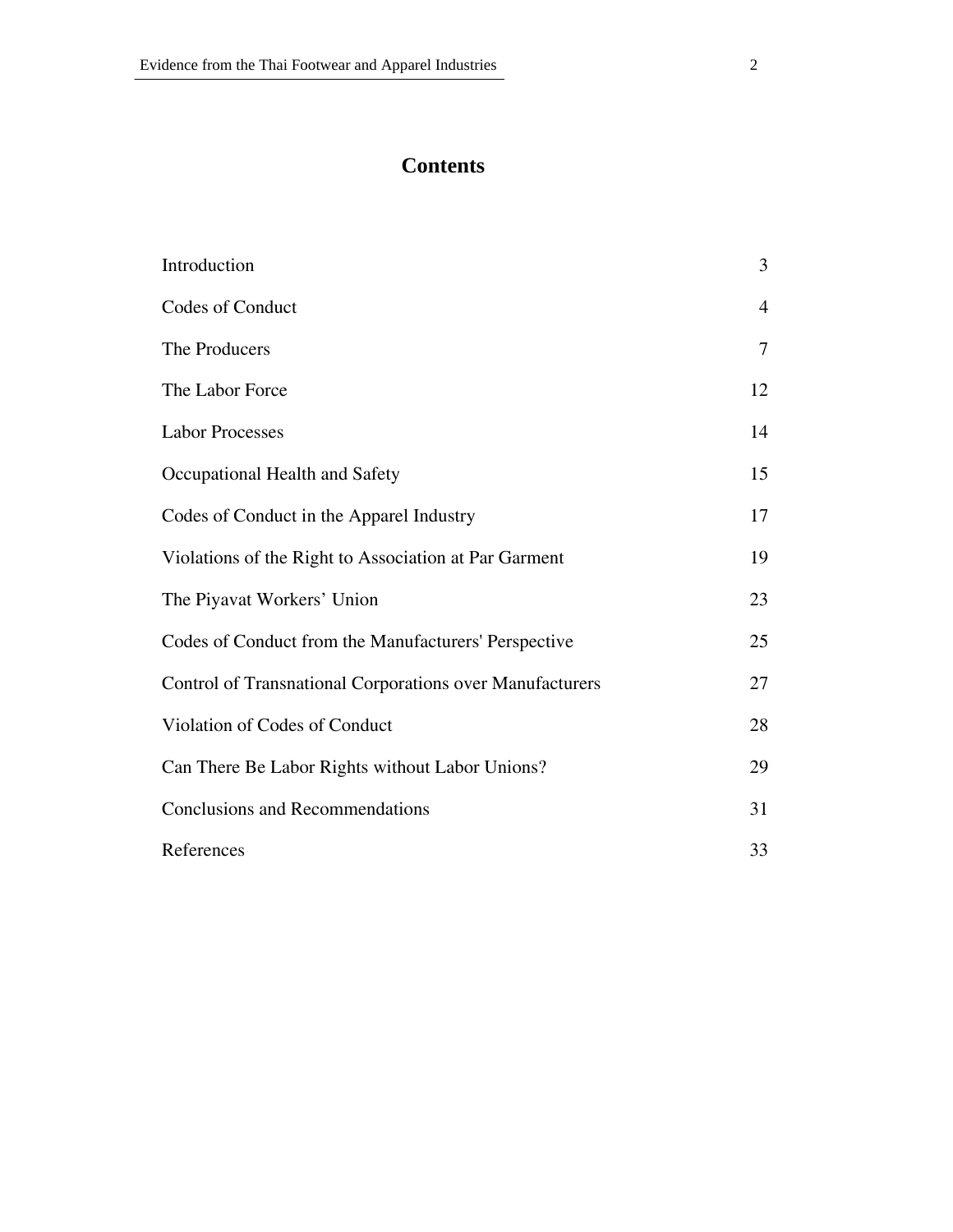# Contents

| | |
|---|---|
| Introduction | 3 |
| Codes of Conduct | 4 |
| The Producers | 7 |
| The Labor Force | 12 |
| Labor Processes | 14 |
| Occupational Health and Safety | 15 |
| Codes of Conduct in the Apparel Industry | 17 |
| Violations of the Right to Association at Par Garment | 19 |
| The Piyavat Workers' Union | 23 |
| Codes of Conduct from the Manufacturers' Perspective | 25 |
| Control of Transnational Corporations over Manufacturers | 27 |
| Violation of Codes of Conduct | 28 |
| Can There Be Labor Rights without Labor Unions? | 29 |
| Conclusions and Recommendations | 31 |
| References | 33 |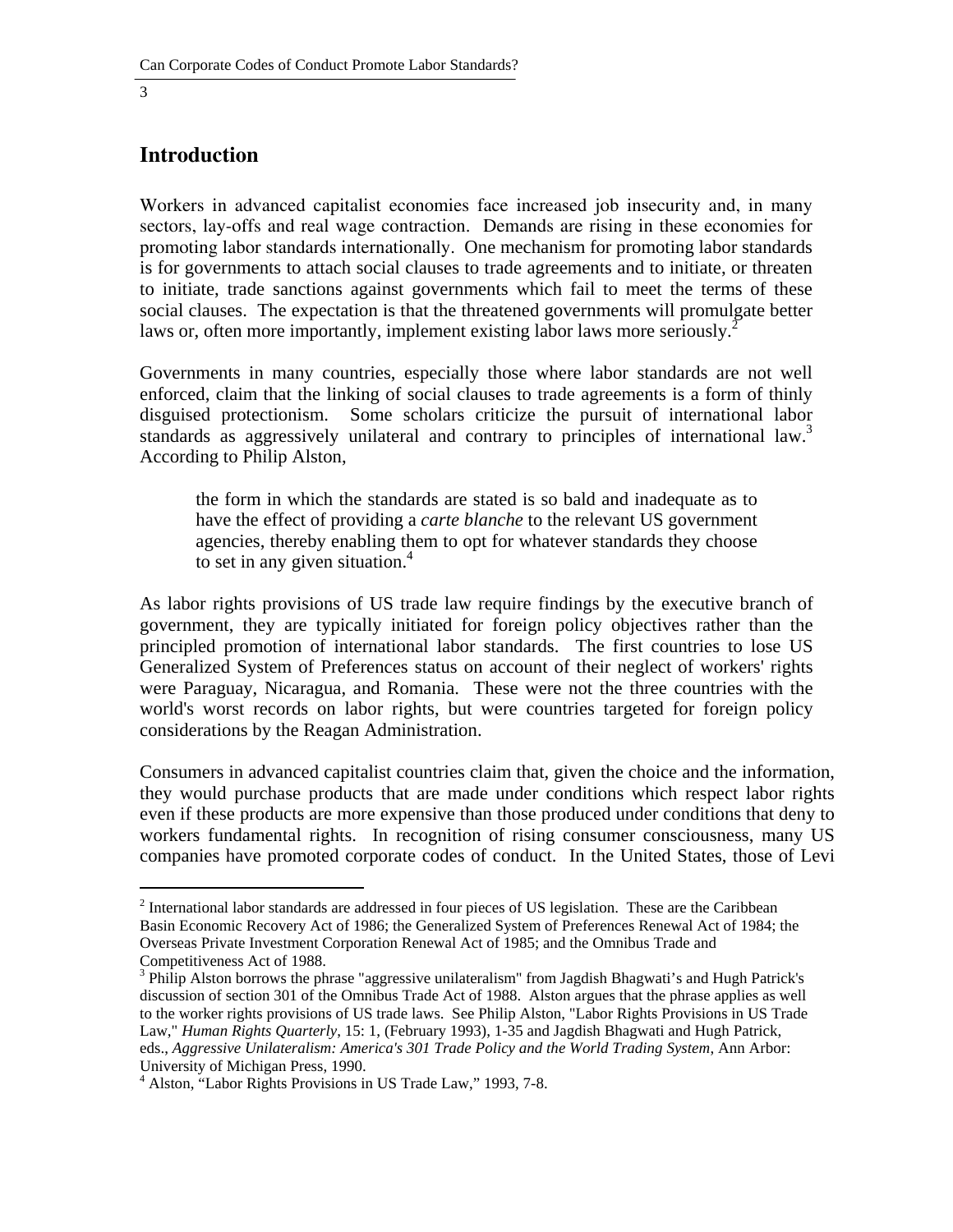## Introduction

Workers in advanced capitalist economies face increased job insecurity and, in many sectors, lay-offs and real wage contraction. Demands are rising in these economies for promoting labor standards internationally. One mechanism for promoting labor standards is for governments to attach social clauses to trade agreements and to initiate, or threaten to initiate, trade sanctions against governments which fail to meet the terms of these social clauses. The expectation is that the threatened governments will promulgate better laws or, often more importantly, implement existing labor laws more seriously.[2]

Governments in many countries, especially those where labor standards are not well enforced, claim that the linking of social clauses to trade agreements is a form of thinly disguised protectionism. Some scholars criticize the pursuit of international labor standards as aggressively unilateral and contrary to principles of international law.[3] According to Philip Alston,

> the form in which the standards are stated is so bald and inadequate as to have the effect of providing a *carte blanche* to the relevant US government agencies, thereby enabling them to opt for whatever standards they choose to set in any given situation.[4]

As labor rights provisions of US trade law require findings by the executive branch of government, they are typically initiated for foreign policy objectives rather than the principled promotion of international labor standards. The first countries to lose US Generalized System of Preferences status on account of their neglect of workers' rights were Paraguay, Nicaragua, and Romania. These were not the three countries with the world's worst records on labor rights, but were countries targeted for foreign policy considerations by the Reagan Administration.

Consumers in advanced capitalist countries claim that, given the choice and the information, they would purchase products that are made under conditions which respect labor rights even if these products are more expensive than those produced under conditions that deny to workers fundamental rights. In recognition of rising consumer consciousness, many US companies have promoted corporate codes of conduct. In the United States, those of Levi

---

[2] International labor standards are addressed in four pieces of US legislation. These are the Caribbean Basin Economic Recovery Act of 1986; the Generalized System of Preferences Renewal Act of 1984; the Overseas Private Investment Corporation Renewal Act of 1985; and the Omnibus Trade and Competitiveness Act of 1988.

[3] Philip Alston borrows the phrase "aggressive unilateralism" from Jagdish Bhagwati's and Hugh Patrick's discussion of section 301 of the Omnibus Trade Act of 1988. Alston argues that the phrase applies as well to the worker rights provisions of US trade laws. See Philip Alston, "Labor Rights Provisions in US Trade Law," *Human Rights Quarterly*, 15: 1, (February 1993), 1-35 and Jagdish Bhagwati and Hugh Patrick, eds., *Aggressive Unilateralism: America's 301 Trade Policy and the World Trading System*, Ann Arbor: University of Michigan Press, 1990.

[4] Alston, "Labor Rights Provisions in US Trade Law," 1993, 7-8.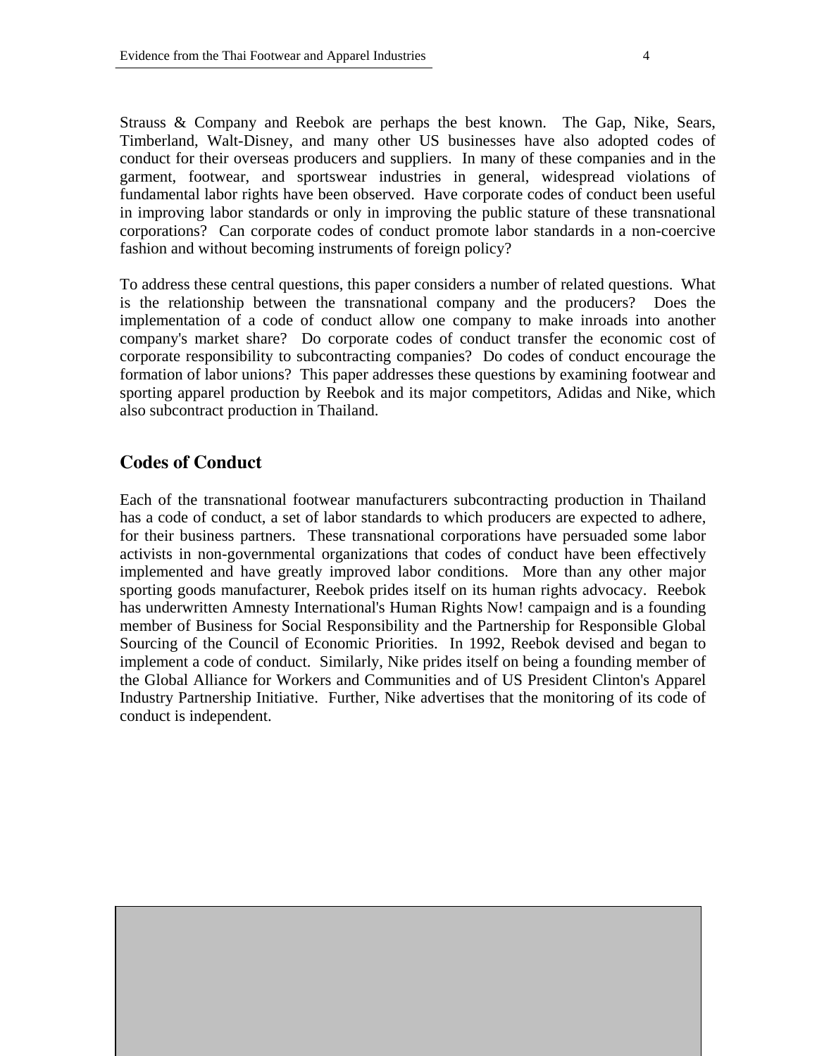Strauss & Company and Reebok are perhaps the best known. The Gap, Nike, Sears, Timberland, Walt-Disney, and many other US businesses have also adopted codes of conduct for their overseas producers and suppliers. In many of these companies and in the garment, footwear, and sportswear industries in general, widespread violations of fundamental labor rights have been observed. Have corporate codes of conduct been useful in improving labor standards or only in improving the public stature of these transnational corporations? Can corporate codes of conduct promote labor standards in a non-coercive fashion and without becoming instruments of foreign policy?

To address these central questions, this paper considers a number of related questions. What is the relationship between the transnational company and the producers? Does the implementation of a code of conduct allow one company to make inroads into another company's market share? Do corporate codes of conduct transfer the economic cost of corporate responsibility to subcontracting companies? Do codes of conduct encourage the formation of labor unions? This paper addresses these questions by examining footwear and sporting apparel production by Reebok and its major competitors, Adidas and Nike, which also subcontract production in Thailand.

## Codes of Conduct

Each of the transnational footwear manufacturers subcontracting production in Thailand has a code of conduct, a set of labor standards to which producers are expected to adhere, for their business partners. These transnational corporations have persuaded some labor activists in non-governmental organizations that codes of conduct have been effectively implemented and have greatly improved labor conditions. More than any other major sporting goods manufacturer, Reebok prides itself on its human rights advocacy. Reebok has underwritten Amnesty International's Human Rights Now! campaign and is a founding member of Business for Social Responsibility and the Partnership for Responsible Global Sourcing of the Council of Economic Priorities. In 1992, Reebok devised and began to implement a code of conduct. Similarly, Nike prides itself on being a founding member of the Global Alliance for Workers and Communities and of US President Clinton's Apparel Industry Partnership Initiative. Further, Nike advertises that the monitoring of its code of conduct is independent.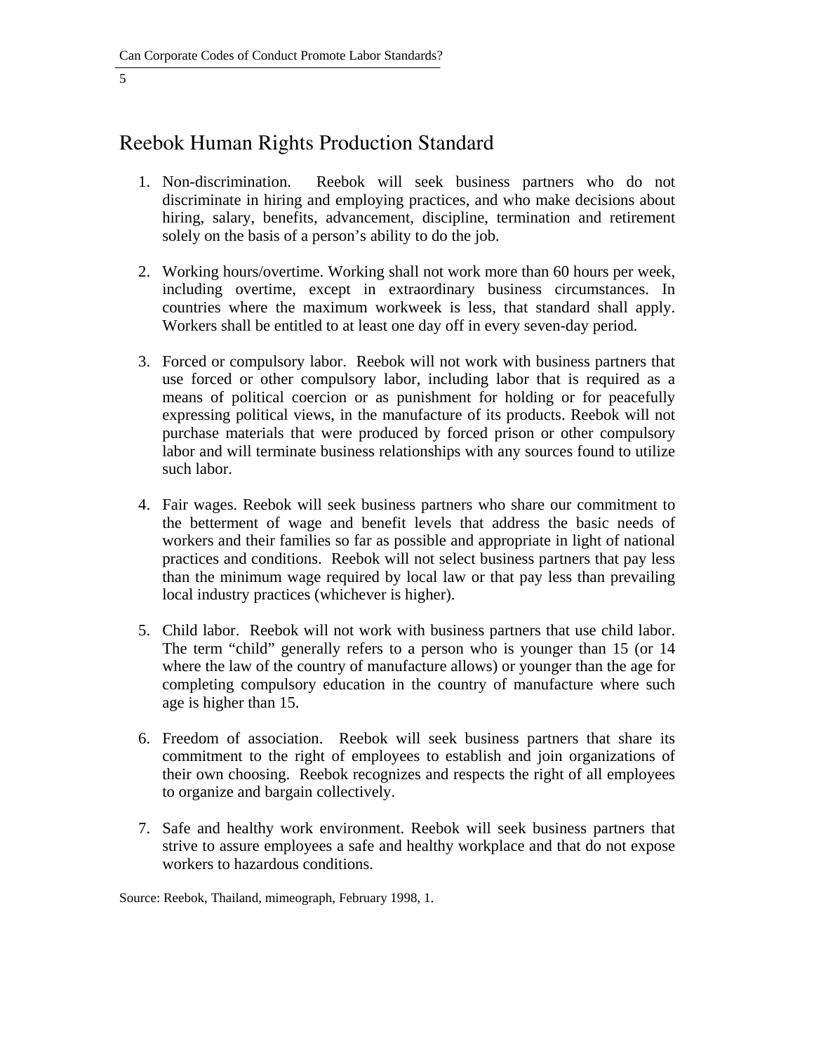## Reebok Human Rights Production Standard

1. Non-discrimination. Reebok will seek business partners who do not discriminate in hiring and employing practices, and who make decisions about hiring, salary, benefits, advancement, discipline, termination and retirement solely on the basis of a person's ability to do the job.

2. Working hours/overtime. Working shall not work more than 60 hours per week, including overtime, except in extraordinary business circumstances. In countries where the maximum workweek is less, that standard shall apply. Workers shall be entitled to at least one day off in every seven-day period.

3. Forced or compulsory labor. Reebok will not work with business partners that use forced or other compulsory labor, including labor that is required as a means of political coercion or as punishment for holding or for peacefully expressing political views, in the manufacture of its products. Reebok will not purchase materials that were produced by forced prison or other compulsory labor and will terminate business relationships with any sources found to utilize such labor.

4. Fair wages. Reebok will seek business partners who share our commitment to the betterment of wage and benefit levels that address the basic needs of workers and their families so far as possible and appropriate in light of national practices and conditions. Reebok will not select business partners that pay less than the minimum wage required by local law or that pay less than prevailing local industry practices (whichever is higher).

5. Child labor. Reebok will not work with business partners that use child labor. The term "child" generally refers to a person who is younger than 15 (or 14 where the law of the country of manufacture allows) or younger than the age for completing compulsory education in the country of manufacture where such age is higher than 15.

6. Freedom of association. Reebok will seek business partners that share its commitment to the right of employees to establish and join organizations of their own choosing. Reebok recognizes and respects the right of all employees to organize and bargain collectively.

7. Safe and healthy work environment. Reebok will seek business partners that strive to assure employees a safe and healthy workplace and that do not expose workers to hazardous conditions.

Source: Reebok, Thailand, mimeograph, February 1998, 1.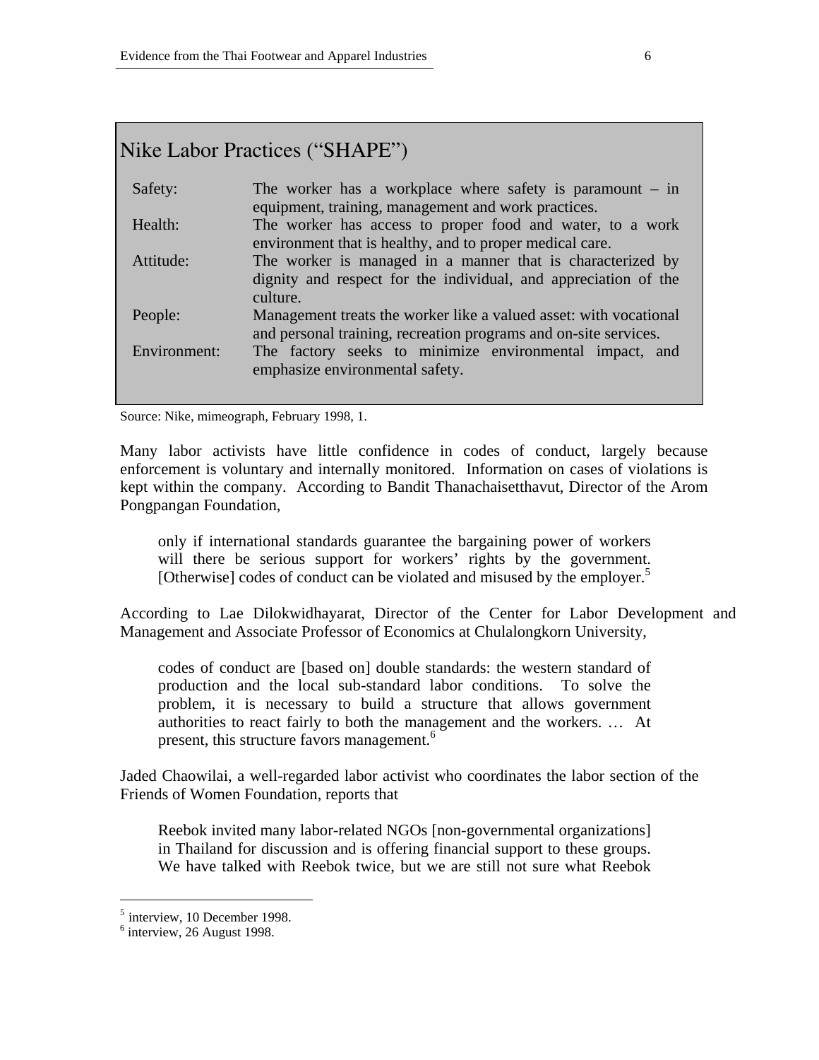## Nike Labor Practices ("SHAPE")

| | |
|---|---|
| Safety: | The worker has a workplace where safety is paramount – in equipment, training, management and work practices. |
| Health: | The worker has access to proper food and water, to a work environment that is healthy, and to proper medical care. |
| Attitude: | The worker is managed in a manner that is characterized by dignity and respect for the individual, and appreciation of the culture. |
| People: | Management treats the worker like a valued asset: with vocational and personal training, recreation programs and on-site services. |
| Environment: | The factory seeks to minimize environmental impact, and emphasize environmental safety. |

Source: Nike, mimeograph, February 1998, 1.

Many labor activists have little confidence in codes of conduct, largely because enforcement is voluntary and internally monitored. Information on cases of violations is kept within the company. According to Bandit Thanachaisetthavut, Director of the Arom Pongpangan Foundation,

> only if international standards guarantee the bargaining power of workers will there be serious support for workers' rights by the government. [Otherwise] codes of conduct can be violated and misused by the employer.[5]

According to Lae Dilokwidhayarat, Director of the Center for Labor Development and Management and Associate Professor of Economics at Chulalongkorn University,

> codes of conduct are [based on] double standards: the western standard of production and the local sub-standard labor conditions. To solve the problem, it is necessary to build a structure that allows government authorities to react fairly to both the management and the workers. … At present, this structure favors management.[6]

Jaded Chaowilai, a well-regarded labor activist who coordinates the labor section of the Friends of Women Foundation, reports that

> Reebok invited many labor-related NGOs [non-governmental organizations] in Thailand for discussion and is offering financial support to these groups. We have talked with Reebok twice, but we are still not sure what Reebok

[5] interview, 10 December 1998.

[6] interview, 26 August 1998.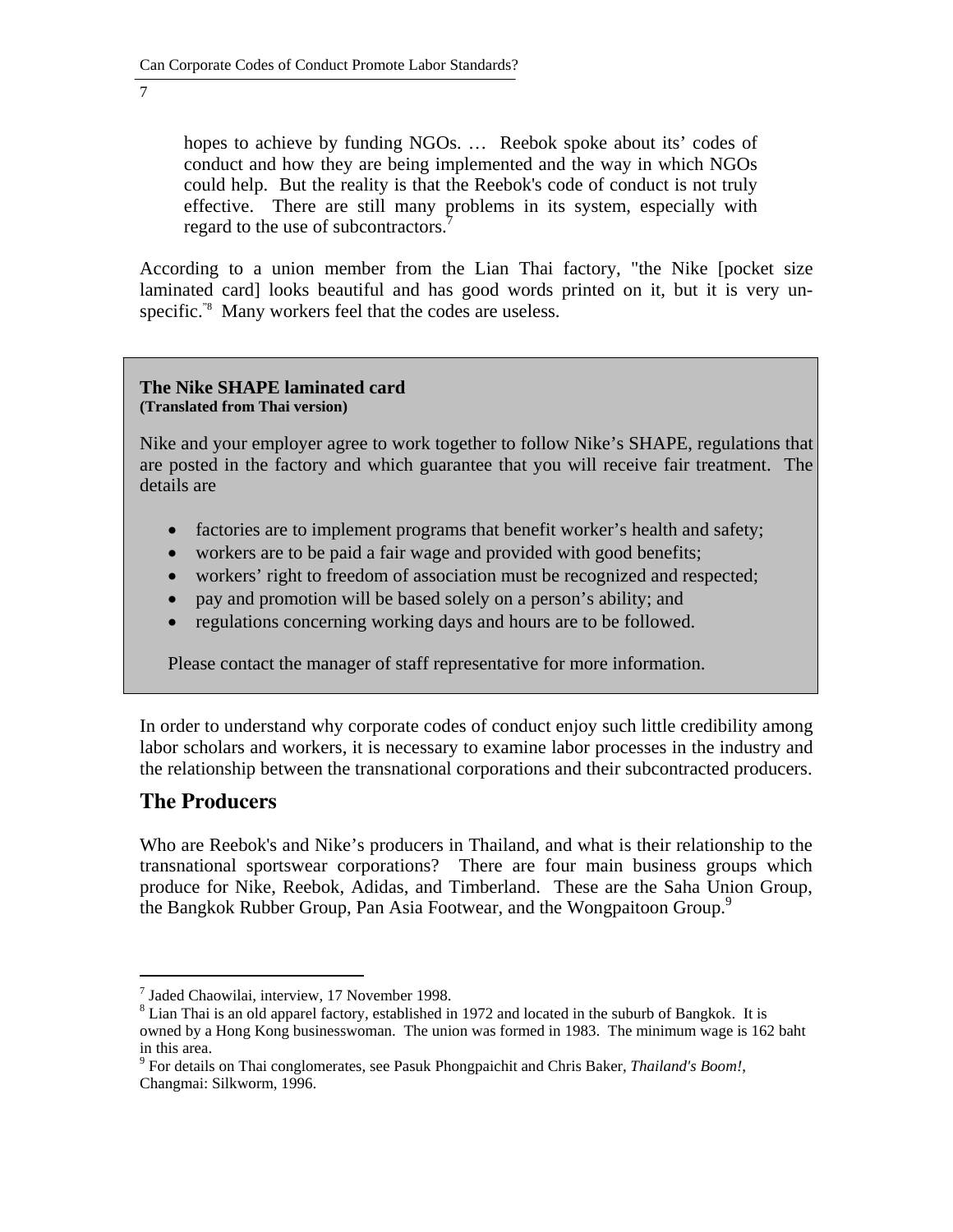> hopes to achieve by funding NGOs. … Reebok spoke about its' codes of conduct and how they are being implemented and the way in which NGOs could help. But the reality is that the Reebok's code of conduct is not truly effective. There are still many problems in its system, especially with regard to the use of subcontractors.[7]

According to a union member from the Lian Thai factory, "the Nike [pocket size laminated card] looks beautiful and has good words printed on it, but it is very un-specific."[8] Many workers feel that the codes are useless.

> **The Nike SHAPE laminated card**
> **(Translated from Thai version)**
>
> Nike and your employer agree to work together to follow Nike's SHAPE, regulations that are posted in the factory and which guarantee that you will receive fair treatment. The details are
>
> - factories are to implement programs that benefit worker's health and safety;
> - workers are to be paid a fair wage and provided with good benefits;
> - workers' right to freedom of association must be recognized and respected;
> - pay and promotion will be based solely on a person's ability; and
> - regulations concerning working days and hours are to be followed.
>
> Please contact the manager of staff representative for more information.

In order to understand why corporate codes of conduct enjoy such little credibility among labor scholars and workers, it is necessary to examine labor processes in the industry and the relationship between the transnational corporations and their subcontracted producers.

## The Producers

Who are Reebok's and Nike's producers in Thailand, and what is their relationship to the transnational sportswear corporations? There are four main business groups which produce for Nike, Reebok, Adidas, and Timberland. These are the Saha Union Group, the Bangkok Rubber Group, Pan Asia Footwear, and the Wongpaitoon Group.[9]

---

[7] Jaded Chaowilai, interview, 17 November 1998.

[8] Lian Thai is an old apparel factory, established in 1972 and located in the suburb of Bangkok. It is owned by a Hong Kong businesswoman. The union was formed in 1983. The minimum wage is 162 baht in this area.

[9] For details on Thai conglomerates, see Pasuk Phongpaichit and Chris Baker, *Thailand's Boom!*, Changmai: Silkworm, 1996.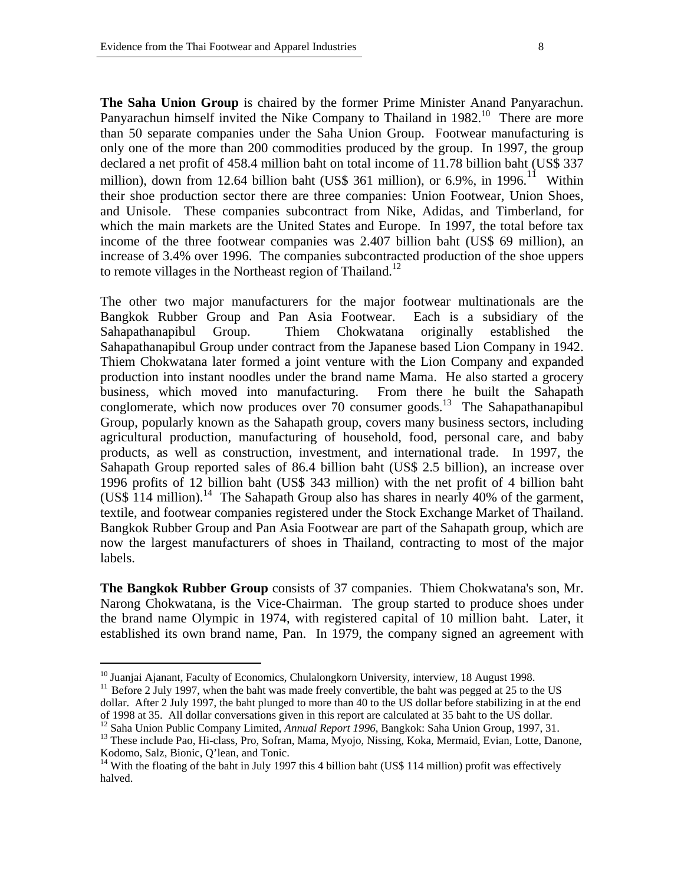**The Saha Union Group** is chaired by the former Prime Minister Anand Panyarachun. Panyarachun himself invited the Nike Company to Thailand in 1982.[10] There are more than 50 separate companies under the Saha Union Group. Footwear manufacturing is only one of the more than 200 commodities produced by the group. In 1997, the group declared a net profit of 458.4 million baht on total income of 11.78 billion baht (US$ 337 million), down from 12.64 billion baht (US$ 361 million), or 6.9%, in 1996.[11] Within their shoe production sector there are three companies: Union Footwear, Union Shoes, and Unisole. These companies subcontract from Nike, Adidas, and Timberland, for which the main markets are the United States and Europe. In 1997, the total before tax income of the three footwear companies was 2.407 billion baht (US$ 69 million), an increase of 3.4% over 1996. The companies subcontracted production of the shoe uppers to remote villages in the Northeast region of Thailand.[12]

The other two major manufacturers for the major footwear multinationals are the Bangkok Rubber Group and Pan Asia Footwear. Each is a subsidiary of the Sahapathanapibul Group. Thiem Chokwatana originally established the Sahapathanapibul Group under contract from the Japanese based Lion Company in 1942. Thiem Chokwatana later formed a joint venture with the Lion Company and expanded production into instant noodles under the brand name Mama. He also started a grocery business, which moved into manufacturing. From there he built the Sahapath conglomerate, which now produces over 70 consumer goods.[13] The Sahapathanapibul Group, popularly known as the Sahapath group, covers many business sectors, including agricultural production, manufacturing of household, food, personal care, and baby products, as well as construction, investment, and international trade. In 1997, the Sahapath Group reported sales of 86.4 billion baht (US$ 2.5 billion), an increase over 1996 profits of 12 billion baht (US$ 343 million) with the net profit of 4 billion baht (US$ 114 million).[14] The Sahapath Group also has shares in nearly 40% of the garment, textile, and footwear companies registered under the Stock Exchange Market of Thailand. Bangkok Rubber Group and Pan Asia Footwear are part of the Sahapath group, which are now the largest manufacturers of shoes in Thailand, contracting to most of the major labels.

**The Bangkok Rubber Group** consists of 37 companies. Thiem Chokwatana's son, Mr. Narong Chokwatana, is the Vice-Chairman. The group started to produce shoes under the brand name Olympic in 1974, with registered capital of 10 million baht. Later, it established its own brand name, Pan. In 1979, the company signed an agreement with

---

[10] Juanjai Ajanant, Faculty of Economics, Chulalongkorn University, interview, 18 August 1998.

[11] Before 2 July 1997, when the baht was made freely convertible, the baht was pegged at 25 to the US dollar. After 2 July 1997, the baht plunged to more than 40 to the US dollar before stabilizing in at the end of 1998 at 35. All dollar conversations given in this report are calculated at 35 baht to the US dollar.

[12] Saha Union Public Company Limited, *Annual Report 1996*, Bangkok: Saha Union Group, 1997, 31.

[13] These include Pao, Hi-class, Pro, Sofran, Mama, Myojo, Nissing, Koka, Mermaid, Evian, Lotte, Danone, Kodomo, Salz, Bionic, Q'lean, and Tonic.

[14] With the floating of the baht in July 1997 this 4 billion baht (US$ 114 million) profit was effectively halved.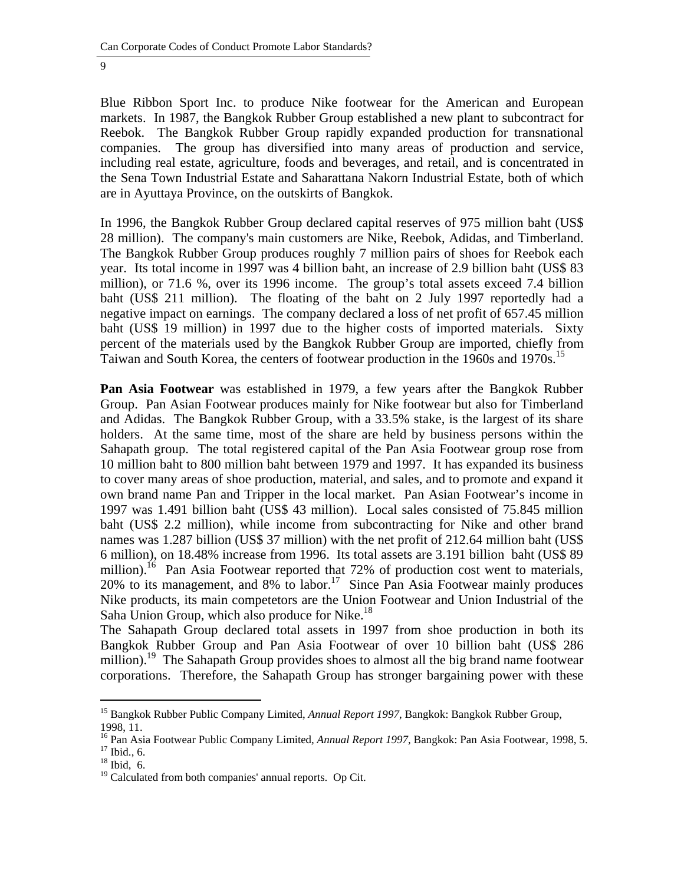Blue Ribbon Sport Inc. to produce Nike footwear for the American and European markets. In 1987, the Bangkok Rubber Group established a new plant to subcontract for Reebok. The Bangkok Rubber Group rapidly expanded production for transnational companies. The group has diversified into many areas of production and service, including real estate, agriculture, foods and beverages, and retail, and is concentrated in the Sena Town Industrial Estate and Saharattana Nakorn Industrial Estate, both of which are in Ayuttaya Province, on the outskirts of Bangkok.

In 1996, the Bangkok Rubber Group declared capital reserves of 975 million baht (US$ 28 million). The company's main customers are Nike, Reebok, Adidas, and Timberland. The Bangkok Rubber Group produces roughly 7 million pairs of shoes for Reebok each year. Its total income in 1997 was 4 billion baht, an increase of 2.9 billion baht (US$ 83 million), or 71.6 %, over its 1996 income. The group's total assets exceed 7.4 billion baht (US$ 211 million). The floating of the baht on 2 July 1997 reportedly had a negative impact on earnings. The company declared a loss of net profit of 657.45 million baht (US$ 19 million) in 1997 due to the higher costs of imported materials. Sixty percent of the materials used by the Bangkok Rubber Group are imported, chiefly from Taiwan and South Korea, the centers of footwear production in the 1960s and 1970s.[15]

**Pan Asia Footwear** was established in 1979, a few years after the Bangkok Rubber Group. Pan Asian Footwear produces mainly for Nike footwear but also for Timberland and Adidas. The Bangkok Rubber Group, with a 33.5% stake, is the largest of its share holders. At the same time, most of the share are held by business persons within the Sahapath group. The total registered capital of the Pan Asia Footwear group rose from 10 million baht to 800 million baht between 1979 and 1997. It has expanded its business to cover many areas of shoe production, material, and sales, and to promote and expand it own brand name Pan and Tripper in the local market. Pan Asian Footwear's income in 1997 was 1.491 billion baht (US$ 43 million). Local sales consisted of 75.845 million baht (US$ 2.2 million), while income from subcontracting for Nike and other brand names was 1.287 billion (US$ 37 million) with the net profit of 212.64 million baht (US$ 6 million), on 18.48% increase from 1996. Its total assets are 3.191 billion baht (US$ 89 million).[16] Pan Asia Footwear reported that 72% of production cost went to materials, 20% to its management, and 8% to labor.[17] Since Pan Asia Footwear mainly produces Nike products, its main competetors are the Union Footwear and Union Industrial of the Saha Union Group, which also produce for Nike.[18]

The Sahapath Group declared total assets in 1997 from shoe production in both its Bangkok Rubber Group and Pan Asia Footwear of over 10 billion baht (US$ 286 million).[19] The Sahapath Group provides shoes to almost all the big brand name footwear corporations. Therefore, the Sahapath Group has stronger bargaining power with these

---

[15] Bangkok Rubber Public Company Limited, *Annual Report 1997*, Bangkok: Bangkok Rubber Group, 1998, 11.

[16] Pan Asia Footwear Public Company Limited, *Annual Report 1997*, Bangkok: Pan Asia Footwear, 1998, 5.

[17] Ibid., 6.

[18] Ibid, 6.

[19] Calculated from both companies' annual reports. Op Cit.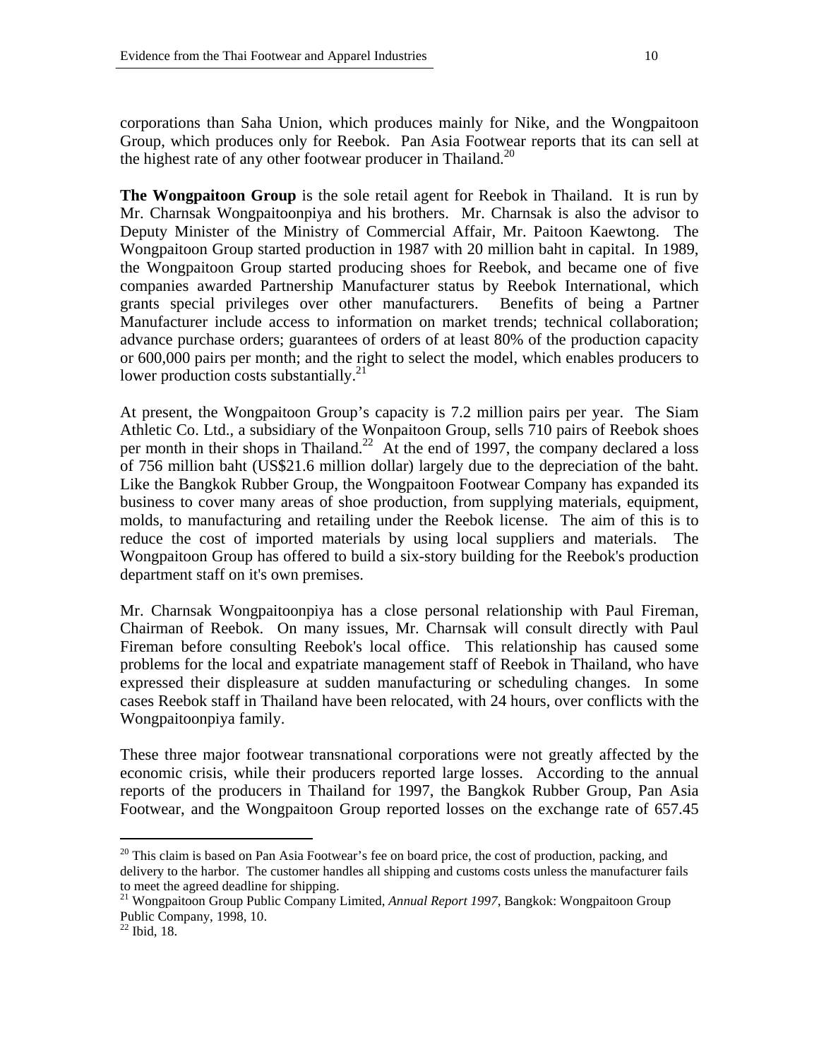corporations than Saha Union, which produces mainly for Nike, and the Wongpaitoon Group, which produces only for Reebok. Pan Asia Footwear reports that its can sell at the highest rate of any other footwear producer in Thailand.[20]

**The Wongpaitoon Group** is the sole retail agent for Reebok in Thailand. It is run by Mr. Charnsak Wongpaitoonpiya and his brothers. Mr. Charnsak is also the advisor to Deputy Minister of the Ministry of Commercial Affair, Mr. Paitoon Kaewtong. The Wongpaitoon Group started production in 1987 with 20 million baht in capital. In 1989, the Wongpaitoon Group started producing shoes for Reebok, and became one of five companies awarded Partnership Manufacturer status by Reebok International, which grants special privileges over other manufacturers. Benefits of being a Partner Manufacturer include access to information on market trends; technical collaboration; advance purchase orders; guarantees of orders of at least 80% of the production capacity or 600,000 pairs per month; and the right to select the model, which enables producers to lower production costs substantially.[21]

At present, the Wongpaitoon Group's capacity is 7.2 million pairs per year. The Siam Athletic Co. Ltd., a subsidiary of the Wonpaitoon Group, sells 710 pairs of Reebok shoes per month in their shops in Thailand.[22] At the end of 1997, the company declared a loss of 756 million baht (US$21.6 million dollar) largely due to the depreciation of the baht. Like the Bangkok Rubber Group, the Wongpaitoon Footwear Company has expanded its business to cover many areas of shoe production, from supplying materials, equipment, molds, to manufacturing and retailing under the Reebok license. The aim of this is to reduce the cost of imported materials by using local suppliers and materials. The Wongpaitoon Group has offered to build a six-story building for the Reebok's production department staff on it's own premises.

Mr. Charnsak Wongpaitoonpiya has a close personal relationship with Paul Fireman, Chairman of Reebok. On many issues, Mr. Charnsak will consult directly with Paul Fireman before consulting Reebok's local office. This relationship has caused some problems for the local and expatriate management staff of Reebok in Thailand, who have expressed their displeasure at sudden manufacturing or scheduling changes. In some cases Reebok staff in Thailand have been relocated, with 24 hours, over conflicts with the Wongpaitoonpiya family.

These three major footwear transnational corporations were not greatly affected by the economic crisis, while their producers reported large losses. According to the annual reports of the producers in Thailand for 1997, the Bangkok Rubber Group, Pan Asia Footwear, and the Wongpaitoon Group reported losses on the exchange rate of 657.45

---

[20] This claim is based on Pan Asia Footwear's fee on board price, the cost of production, packing, and delivery to the harbor. The customer handles all shipping and customs costs unless the manufacturer fails to meet the agreed deadline for shipping.

[21] Wongpaitoon Group Public Company Limited, *Annual Report 1997*, Bangkok: Wongpaitoon Group Public Company, 1998, 10.

[22] Ibid, 18.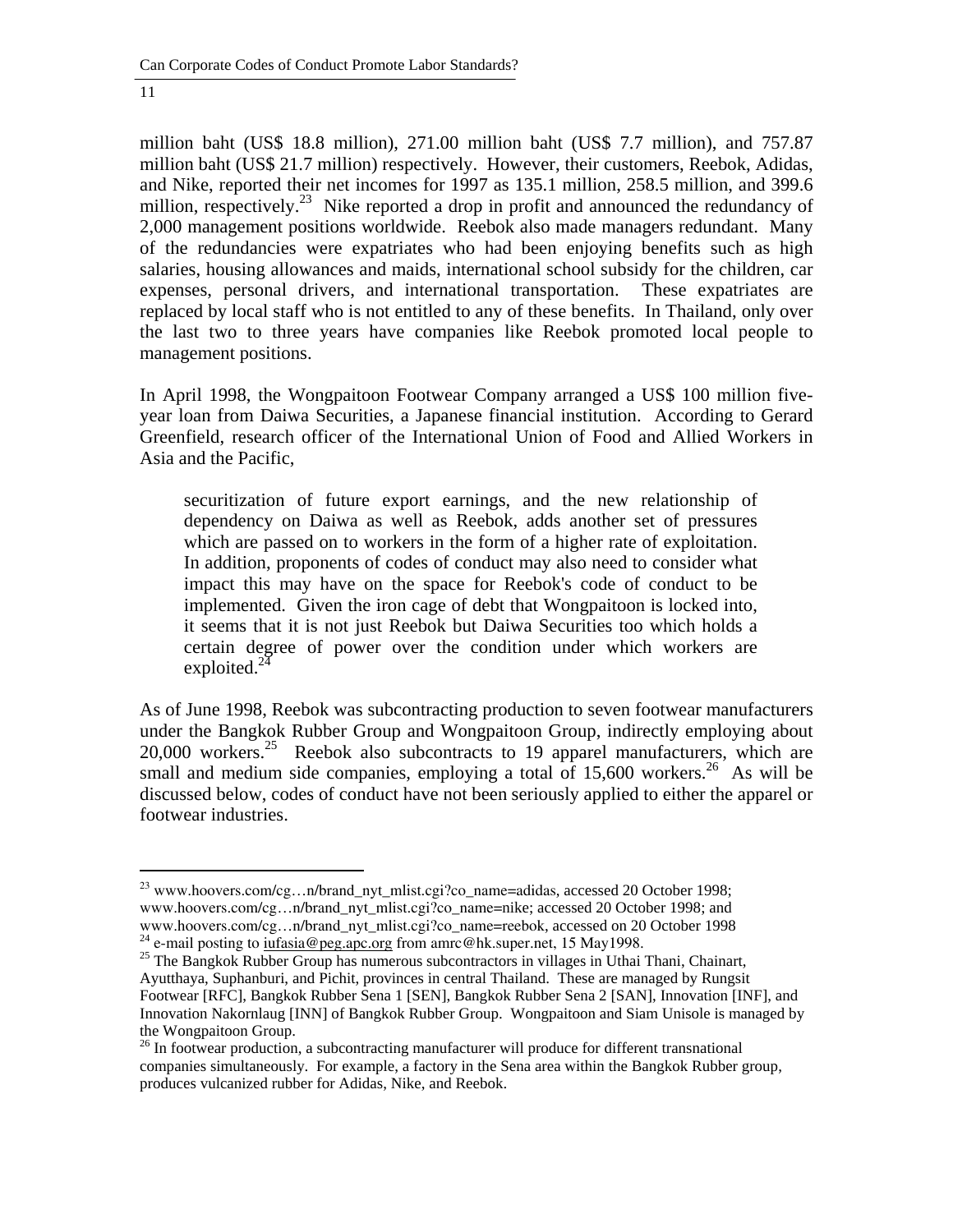million baht (US$ 18.8 million), 271.00 million baht (US$ 7.7 million), and 757.87 million baht (US$ 21.7 million) respectively. However, their customers, Reebok, Adidas, and Nike, reported their net incomes for 1997 as 135.1 million, 258.5 million, and 399.6 million, respectively.[23] Nike reported a drop in profit and announced the redundancy of 2,000 management positions worldwide. Reebok also made managers redundant. Many of the redundancies were expatriates who had been enjoying benefits such as high salaries, housing allowances and maids, international school subsidy for the children, car expenses, personal drivers, and international transportation. These expatriates are replaced by local staff who is not entitled to any of these benefits. In Thailand, only over the last two to three years have companies like Reebok promoted local people to management positions.

In April 1998, the Wongpaitoon Footwear Company arranged a US$ 100 million five-year loan from Daiwa Securities, a Japanese financial institution. According to Gerard Greenfield, research officer of the International Union of Food and Allied Workers in Asia and the Pacific,

> securitization of future export earnings, and the new relationship of dependency on Daiwa as well as Reebok, adds another set of pressures which are passed on to workers in the form of a higher rate of exploitation. In addition, proponents of codes of conduct may also need to consider what impact this may have on the space for Reebok's code of conduct to be implemented. Given the iron cage of debt that Wongpaitoon is locked into, it seems that it is not just Reebok but Daiwa Securities too which holds a certain degree of power over the condition under which workers are exploited.[24]

As of June 1998, Reebok was subcontracting production to seven footwear manufacturers under the Bangkok Rubber Group and Wongpaitoon Group, indirectly employing about 20,000 workers.[25] Reebok also subcontracts to 19 apparel manufacturers, which are small and medium side companies, employing a total of 15,600 workers.[26] As will be discussed below, codes of conduct have not been seriously applied to either the apparel or footwear industries.

---

[23] www.hoovers.com/cg…n/brand_nyt_mlist.cgi?co_name=adidas, accessed 20 October 1998; www.hoovers.com/cg…n/brand_nyt_mlist.cgi?co_name=nike; accessed 20 October 1998; and www.hoovers.com/cg…n/brand_nyt_mlist.cgi?co_name=reebok, accessed on 20 October 1998

[24] e-mail posting to iufasia@peg.apc.org from amrc@hk.super.net, 15 May1998.

[25] The Bangkok Rubber Group has numerous subcontractors in villages in Uthai Thani, Chainart, Ayutthaya, Suphanburi, and Pichit, provinces in central Thailand. These are managed by Rungsit Footwear [RFC], Bangkok Rubber Sena 1 [SEN], Bangkok Rubber Sena 2 [SAN], Innovation [INF], and Innovation Nakornlaug [INN] of Bangkok Rubber Group. Wongpaitoon and Siam Unisole is managed by the Wongpaitoon Group.

[26] In footwear production, a subcontracting manufacturer will produce for different transnational companies simultaneously. For example, a factory in the Sena area within the Bangkok Rubber group, produces vulcanized rubber for Adidas, Nike, and Reebok.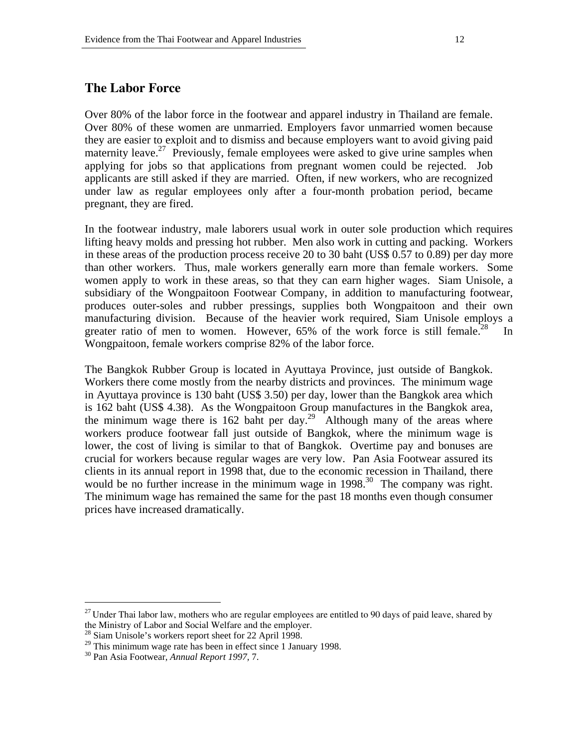## The Labor Force

Over 80% of the labor force in the footwear and apparel industry in Thailand are female. Over 80% of these women are unmarried. Employers favor unmarried women because they are easier to exploit and to dismiss and because employers want to avoid giving paid maternity leave.[27] Previously, female employees were asked to give urine samples when applying for jobs so that applications from pregnant women could be rejected. Job applicants are still asked if they are married. Often, if new workers, who are recognized under law as regular employees only after a four-month probation period, became pregnant, they are fired.

In the footwear industry, male laborers usual work in outer sole production which requires lifting heavy molds and pressing hot rubber. Men also work in cutting and packing. Workers in these areas of the production process receive 20 to 30 baht (US$ 0.57 to 0.89) per day more than other workers. Thus, male workers generally earn more than female workers. Some women apply to work in these areas, so that they can earn higher wages. Siam Unisole, a subsidiary of the Wongpaitoon Footwear Company, in addition to manufacturing footwear, produces outer-soles and rubber pressings, supplies both Wongpaitoon and their own manufacturing division. Because of the heavier work required, Siam Unisole employs a greater ratio of men to women. However, 65% of the work force is still female.[28] In Wongpaitoon, female workers comprise 82% of the labor force.

The Bangkok Rubber Group is located in Ayuttaya Province, just outside of Bangkok. Workers there come mostly from the nearby districts and provinces. The minimum wage in Ayuttaya province is 130 baht (US$ 3.50) per day, lower than the Bangkok area which is 162 baht (US$ 4.38). As the Wongpaitoon Group manufactures in the Bangkok area, the minimum wage there is 162 baht per day.[29] Although many of the areas where workers produce footwear fall just outside of Bangkok, where the minimum wage is lower, the cost of living is similar to that of Bangkok. Overtime pay and bonuses are crucial for workers because regular wages are very low. Pan Asia Footwear assured its clients in its annual report in 1998 that, due to the economic recession in Thailand, there would be no further increase in the minimum wage in 1998.[30] The company was right. The minimum wage has remained the same for the past 18 months even though consumer prices have increased dramatically.

---

[27] Under Thai labor law, mothers who are regular employees are entitled to 90 days of paid leave, shared by the Ministry of Labor and Social Welfare and the employer.

[28] Siam Unisole's workers report sheet for 22 April 1998.

[29] This minimum wage rate has been in effect since 1 January 1998.

[30] Pan Asia Footwear, *Annual Report 1997*, 7.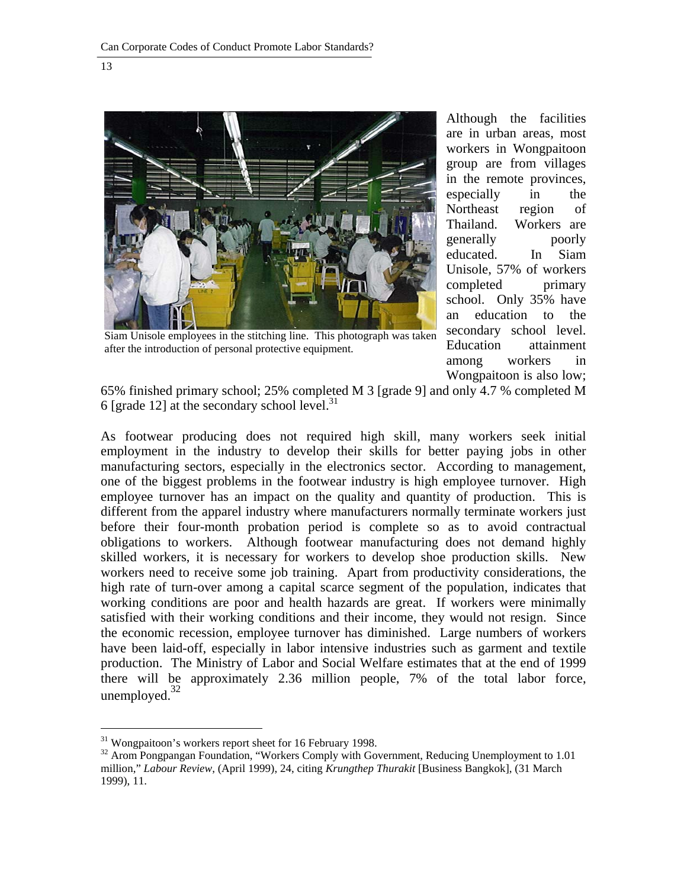Siam Unisole employees in the stitching line. This photograph was taken after the introduction of personal protective equipment.

Although the facilities are in urban areas, most workers in Wongpaitoon group are from villages in the remote provinces, especially in the Northeast region of Thailand. Workers are generally poorly educated. In Siam Unisole, 57% of workers completed primary school. Only 35% have an education to the secondary school level. Education attainment among workers in Wongpaitoon is also low; 65% finished primary school; 25% completed M 3 [grade 9] and only 4.7 % completed M 6 [grade 12] at the secondary school level.[31]

As footwear producing does not required high skill, many workers seek initial employment in the industry to develop their skills for better paying jobs in other manufacturing sectors, especially in the electronics sector. According to management, one of the biggest problems in the footwear industry is high employee turnover. High employee turnover has an impact on the quality and quantity of production. This is different from the apparel industry where manufacturers normally terminate workers just before their four-month probation period is complete so as to avoid contractual obligations to workers. Although footwear manufacturing does not demand highly skilled workers, it is necessary for workers to develop shoe production skills. New workers need to receive some job training. Apart from productivity considerations, the high rate of turn-over among a capital scarce segment of the population, indicates that working conditions are poor and health hazards are great. If workers were minimally satisfied with their working conditions and their income, they would not resign. Since the economic recession, employee turnover has diminished. Large numbers of workers have been laid-off, especially in labor intensive industries such as garment and textile production. The Ministry of Labor and Social Welfare estimates that at the end of 1999 there will be approximately 2.36 million people, 7% of the total labor force, unemployed.[32]

---

[31] Wongpaitoon's workers report sheet for 16 February 1998.

[32] Arom Pongpangan Foundation, "Workers Comply with Government, Reducing Unemployment to 1.01 million," *Labour Review*, (April 1999), 24, citing *Krungthep Thurakit* [Business Bangkok], (31 March 1999), 11.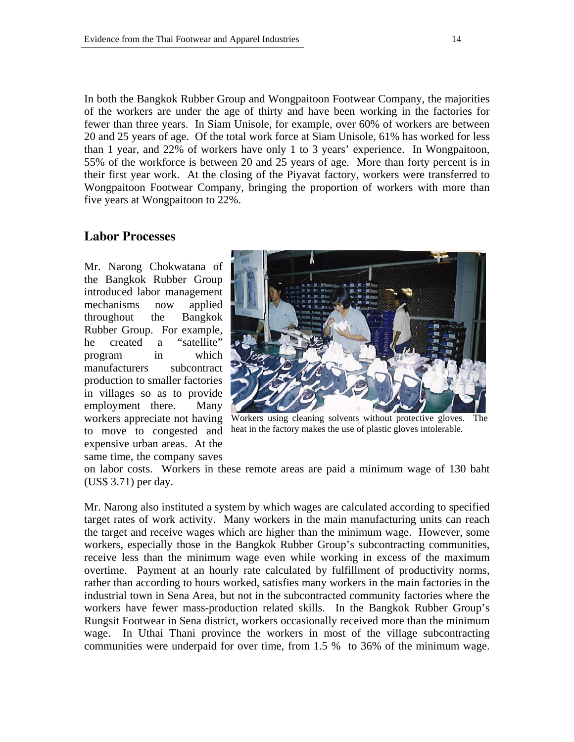In both the Bangkok Rubber Group and Wongpaitoon Footwear Company, the majorities of the workers are under the age of thirty and have been working in the factories for fewer than three years. In Siam Unisole, for example, over 60% of workers are between 20 and 25 years of age. Of the total work force at Siam Unisole, 61% has worked for less than 1 year, and 22% of workers have only 1 to 3 years' experience. In Wongpaitoon, 55% of the workforce is between 20 and 25 years of age. More than forty percent is in their first year work. At the closing of the Piyavat factory, workers were transferred to Wongpaitoon Footwear Company, bringing the proportion of workers with more than five years at Wongpaitoon to 22%.

## Labor Processes

Mr. Narong Chokwatana of the Bangkok Rubber Group introduced labor management mechanisms now applied throughout the Bangkok Rubber Group. For example, he created a "satellite" program in which manufacturers subcontract production to smaller factories in villages so as to provide employment there. Many workers appreciate not having to move to congested and expensive urban areas. At the same time, the company saves on labor costs. Workers in these remote areas are paid a minimum wage of 130 baht (US$ 3.71) per day.

Workers using cleaning solvents without protective gloves. The heat in the factory makes the use of plastic gloves intolerable.

Mr. Narong also instituted a system by which wages are calculated according to specified target rates of work activity. Many workers in the main manufacturing units can reach the target and receive wages which are higher than the minimum wage. However, some workers, especially those in the Bangkok Rubber Group's subcontracting communities, receive less than the minimum wage even while working in excess of the maximum overtime. Payment at an hourly rate calculated by fulfillment of productivity norms, rather than according to hours worked, satisfies many workers in the main factories in the industrial town in Sena Area, but not in the subcontracted community factories where the workers have fewer mass-production related skills. In the Bangkok Rubber Group's Rungsit Footwear in Sena district, workers occasionally received more than the minimum wage. In Uthai Thani province the workers in most of the village subcontracting communities were underpaid for over time, from 1.5 % to 36% of the minimum wage.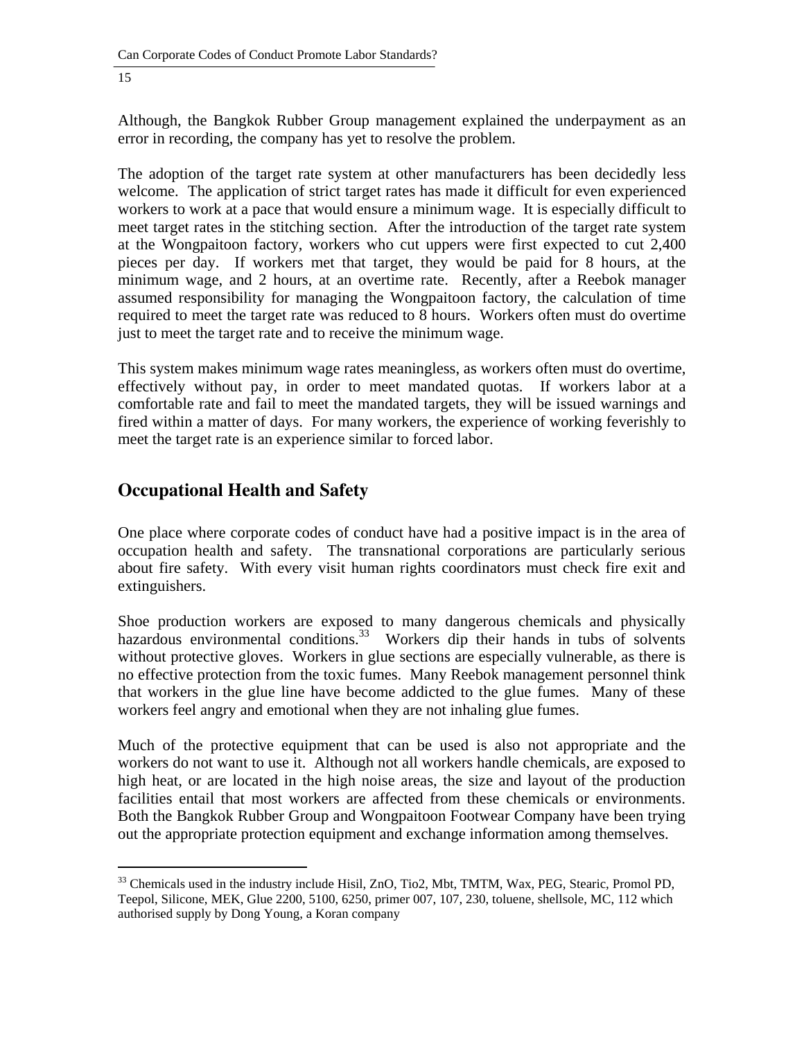Although, the Bangkok Rubber Group management explained the underpayment as an error in recording, the company has yet to resolve the problem.

The adoption of the target rate system at other manufacturers has been decidedly less welcome. The application of strict target rates has made it difficult for even experienced workers to work at a pace that would ensure a minimum wage. It is especially difficult to meet target rates in the stitching section. After the introduction of the target rate system at the Wongpaitoon factory, workers who cut uppers were first expected to cut 2,400 pieces per day. If workers met that target, they would be paid for 8 hours, at the minimum wage, and 2 hours, at an overtime rate. Recently, after a Reebok manager assumed responsibility for managing the Wongpaitoon factory, the calculation of time required to meet the target rate was reduced to 8 hours. Workers often must do overtime just to meet the target rate and to receive the minimum wage.

This system makes minimum wage rates meaningless, as workers often must do overtime, effectively without pay, in order to meet mandated quotas. If workers labor at a comfortable rate and fail to meet the mandated targets, they will be issued warnings and fired within a matter of days. For many workers, the experience of working feverishly to meet the target rate is an experience similar to forced labor.

## Occupational Health and Safety

One place where corporate codes of conduct have had a positive impact is in the area of occupation health and safety. The transnational corporations are particularly serious about fire safety. With every visit human rights coordinators must check fire exit and extinguishers.

Shoe production workers are exposed to many dangerous chemicals and physically hazardous environmental conditions.[33] Workers dip their hands in tubs of solvents without protective gloves. Workers in glue sections are especially vulnerable, as there is no effective protection from the toxic fumes. Many Reebok management personnel think that workers in the glue line have become addicted to the glue fumes. Many of these workers feel angry and emotional when they are not inhaling glue fumes.

Much of the protective equipment that can be used is also not appropriate and the workers do not want to use it. Although not all workers handle chemicals, are exposed to high heat, or are located in the high noise areas, the size and layout of the production facilities entail that most workers are affected from these chemicals or environments. Both the Bangkok Rubber Group and Wongpaitoon Footwear Company have been trying out the appropriate protection equipment and exchange information among themselves.

---

[33] Chemicals used in the industry include Hisil, ZnO, Tio2, Mbt, TMTM, Wax, PEG, Stearic, Promol PD, Teepol, Silicone, MEK, Glue 2200, 5100, 6250, primer 007, 107, 230, toluene, shellsole, MC, 112 which authorised supply by Dong Young, a Koran company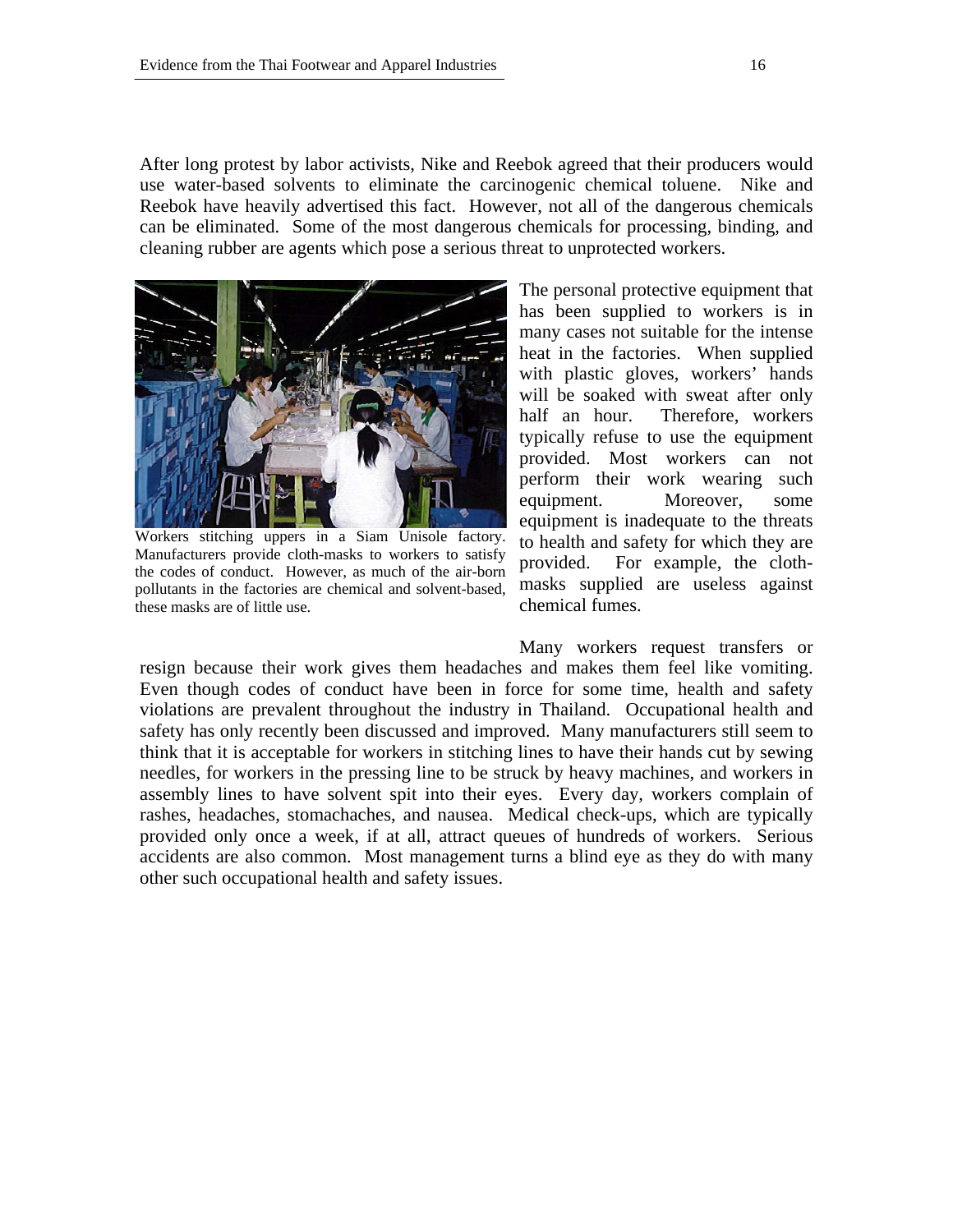After long protest by labor activists, Nike and Reebok agreed that their producers would use water-based solvents to eliminate the carcinogenic chemical toluene. Nike and Reebok have heavily advertised this fact. However, not all of the dangerous chemicals can be eliminated. Some of the most dangerous chemicals for processing, binding, and cleaning rubber are agents which pose a serious threat to unprotected workers.

Workers stitching uppers in a Siam Unisole factory. Manufacturers provide cloth-masks to workers to satisfy the codes of conduct. However, as much of the air-born pollutants in the factories are chemical and solvent-based, these masks are of little use.

The personal protective equipment that has been supplied to workers is in many cases not suitable for the intense heat in the factories. When supplied with plastic gloves, workers' hands will be soaked with sweat after only half an hour. Therefore, workers typically refuse to use the equipment provided. Most workers can not perform their work wearing such equipment. Moreover, some equipment is inadequate to the threats to health and safety for which they are provided. For example, the cloth-masks supplied are useless against chemical fumes.

Many workers request transfers or resign because their work gives them headaches and makes them feel like vomiting. Even though codes of conduct have been in force for some time, health and safety violations are prevalent throughout the industry in Thailand. Occupational health and safety has only recently been discussed and improved. Many manufacturers still seem to think that it is acceptable for workers in stitching lines to have their hands cut by sewing needles, for workers in the pressing line to be struck by heavy machines, and workers in assembly lines to have solvent spit into their eyes. Every day, workers complain of rashes, headaches, stomachaches, and nausea. Medical check-ups, which are typically provided only once a week, if at all, attract queues of hundreds of workers. Serious accidents are also common. Most management turns a blind eye as they do with many other such occupational health and safety issues.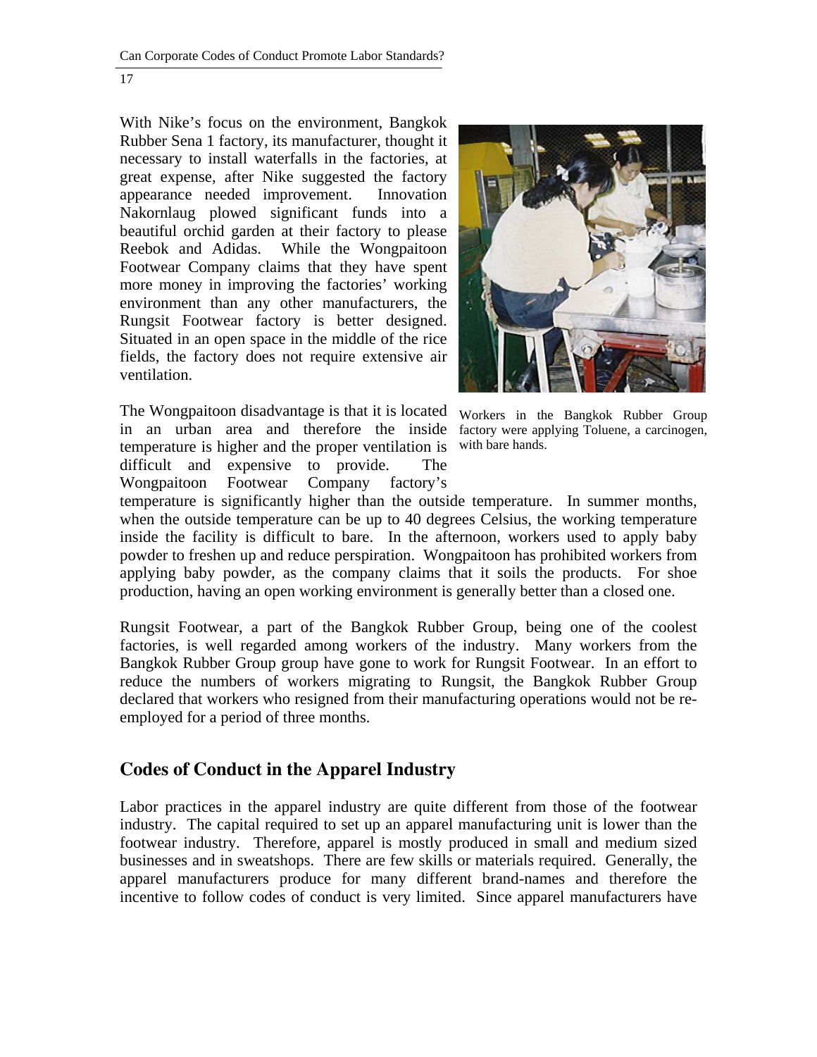With Nike's focus on the environment, Bangkok Rubber Sena 1 factory, its manufacturer, thought it necessary to install waterfalls in the factories, at great expense, after Nike suggested the factory appearance needed improvement. Innovation Nakornlaug plowed significant funds into a beautiful orchid garden at their factory to please Reebok and Adidas. While the Wongpaitoon Footwear Company claims that they have spent more money in improving the factories' working environment than any other manufacturers, the Rungsit Footwear factory is better designed. Situated in an open space in the middle of the rice fields, the factory does not require extensive air ventilation.

Workers in the Bangkok Rubber Group factory were applying Toluene, a carcinogen, with bare hands.

The Wongpaitoon disadvantage is that it is located in an urban area and therefore the inside temperature is higher and the proper ventilation is difficult and expensive to provide. The Wongpaitoon Footwear Company factory's temperature is significantly higher than the outside temperature. In summer months, when the outside temperature can be up to 40 degrees Celsius, the working temperature inside the facility is difficult to bare. In the afternoon, workers used to apply baby powder to freshen up and reduce perspiration. Wongpaitoon has prohibited workers from applying baby powder, as the company claims that it soils the products. For shoe production, having an open working environment is generally better than a closed one.

Rungsit Footwear, a part of the Bangkok Rubber Group, being one of the coolest factories, is well regarded among workers of the industry. Many workers from the Bangkok Rubber Group group have gone to work for Rungsit Footwear. In an effort to reduce the numbers of workers migrating to Rungsit, the Bangkok Rubber Group declared that workers who resigned from their manufacturing operations would not be re-employed for a period of three months.

## Codes of Conduct in the Apparel Industry

Labor practices in the apparel industry are quite different from those of the footwear industry. The capital required to set up an apparel manufacturing unit is lower than the footwear industry. Therefore, apparel is mostly produced in small and medium sized businesses and in sweatshops. There are few skills or materials required. Generally, the apparel manufacturers produce for many different brand-names and therefore the incentive to follow codes of conduct is very limited. Since apparel manufacturers have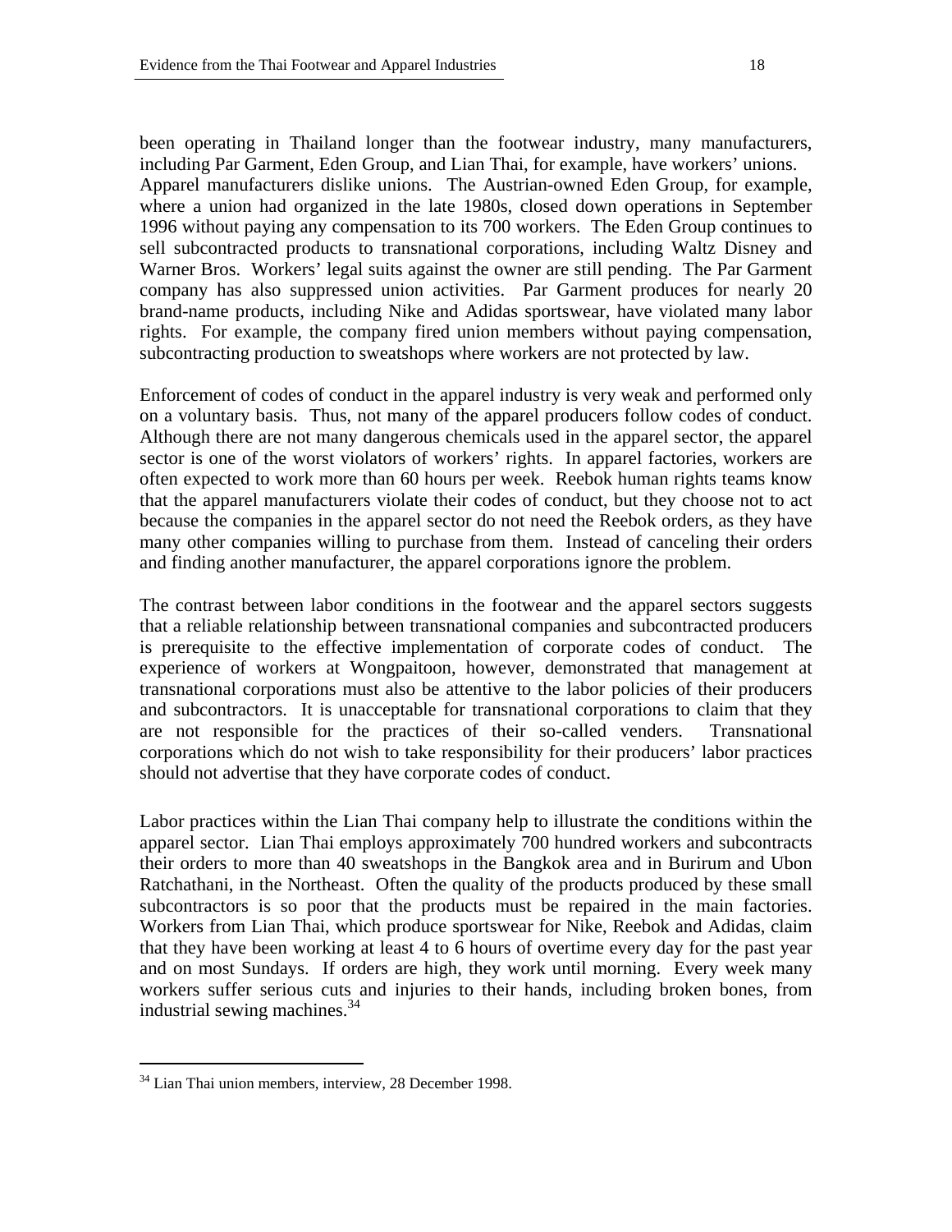been operating in Thailand longer than the footwear industry, many manufacturers, including Par Garment, Eden Group, and Lian Thai, for example, have workers' unions. Apparel manufacturers dislike unions. The Austrian-owned Eden Group, for example, where a union had organized in the late 1980s, closed down operations in September 1996 without paying any compensation to its 700 workers. The Eden Group continues to sell subcontracted products to transnational corporations, including Waltz Disney and Warner Bros. Workers' legal suits against the owner are still pending. The Par Garment company has also suppressed union activities. Par Garment produces for nearly 20 brand-name products, including Nike and Adidas sportswear, have violated many labor rights. For example, the company fired union members without paying compensation, subcontracting production to sweatshops where workers are not protected by law.

Enforcement of codes of conduct in the apparel industry is very weak and performed only on a voluntary basis. Thus, not many of the apparel producers follow codes of conduct. Although there are not many dangerous chemicals used in the apparel sector, the apparel sector is one of the worst violators of workers' rights. In apparel factories, workers are often expected to work more than 60 hours per week. Reebok human rights teams know that the apparel manufacturers violate their codes of conduct, but they choose not to act because the companies in the apparel sector do not need the Reebok orders, as they have many other companies willing to purchase from them. Instead of canceling their orders and finding another manufacturer, the apparel corporations ignore the problem.

The contrast between labor conditions in the footwear and the apparel sectors suggests that a reliable relationship between transnational companies and subcontracted producers is prerequisite to the effective implementation of corporate codes of conduct. The experience of workers at Wongpaitoon, however, demonstrated that management at transnational corporations must also be attentive to the labor policies of their producers and subcontractors. It is unacceptable for transnational corporations to claim that they are not responsible for the practices of their so-called venders. Transnational corporations which do not wish to take responsibility for their producers' labor practices should not advertise that they have corporate codes of conduct.

Labor practices within the Lian Thai company help to illustrate the conditions within the apparel sector. Lian Thai employs approximately 700 hundred workers and subcontracts their orders to more than 40 sweatshops in the Bangkok area and in Burirum and Ubon Ratchathani, in the Northeast. Often the quality of the products produced by these small subcontractors is so poor that the products must be repaired in the main factories. Workers from Lian Thai, which produce sportswear for Nike, Reebok and Adidas, claim that they have been working at least 4 to 6 hours of overtime every day for the past year and on most Sundays. If orders are high, they work until morning. Every week many workers suffer serious cuts and injuries to their hands, including broken bones, from industrial sewing machines.[34]

[34] Lian Thai union members, interview, 28 December 1998.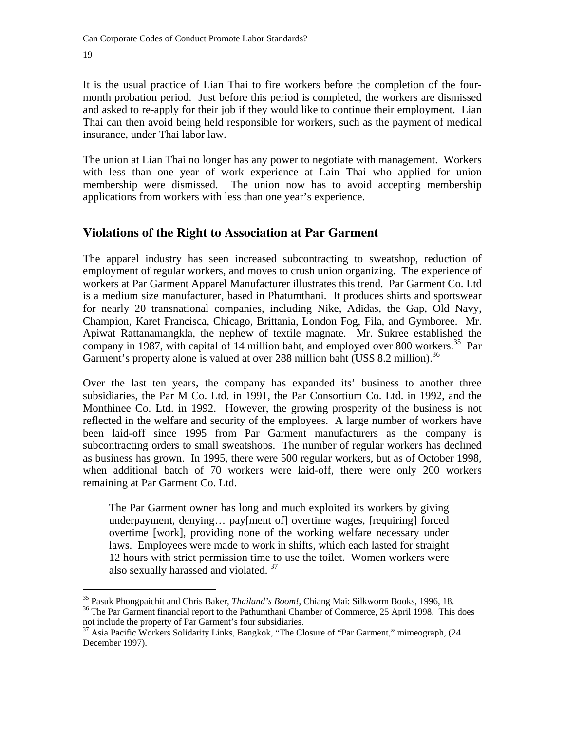It is the usual practice of Lian Thai to fire workers before the completion of the four-month probation period. Just before this period is completed, the workers are dismissed and asked to re-apply for their job if they would like to continue their employment. Lian Thai can then avoid being held responsible for workers, such as the payment of medical insurance, under Thai labor law.

The union at Lian Thai no longer has any power to negotiate with management. Workers with less than one year of work experience at Lain Thai who applied for union membership were dismissed. The union now has to avoid accepting membership applications from workers with less than one year's experience.

## Violations of the Right to Association at Par Garment

The apparel industry has seen increased subcontracting to sweatshop, reduction of employment of regular workers, and moves to crush union organizing. The experience of workers at Par Garment Apparel Manufacturer illustrates this trend. Par Garment Co. Ltd is a medium size manufacturer, based in Phatumthani. It produces shirts and sportswear for nearly 20 transnational companies, including Nike, Adidas, the Gap, Old Navy, Champion, Karet Francisca, Chicago, Brittania, London Fog, Fila, and Gymboree. Mr. Apiwat Rattanamangkla, the nephew of textile magnate. Mr. Sukree established the company in 1987, with capital of 14 million baht, and employed over 800 workers.[35] Par Garment's property alone is valued at over 288 million baht (US$ 8.2 million).[36]

Over the last ten years, the company has expanded its' business to another three subsidiaries, the Par M Co. Ltd. in 1991, the Par Consortium Co. Ltd. in 1992, and the Monthinee Co. Ltd. in 1992. However, the growing prosperity of the business is not reflected in the welfare and security of the employees. A large number of workers have been laid-off since 1995 from Par Garment manufacturers as the company is subcontracting orders to small sweatshops. The number of regular workers has declined as business has grown. In 1995, there were 500 regular workers, but as of October 1998, when additional batch of 70 workers were laid-off, there were only 200 workers remaining at Par Garment Co. Ltd.

> The Par Garment owner has long and much exploited its workers by giving underpayment, denying… pay[ment of] overtime wages, [requiring] forced overtime [work], providing none of the working welfare necessary under laws. Employees were made to work in shifts, which each lasted for straight 12 hours with strict permission time to use the toilet. Women workers were also sexually harassed and violated. [37]

---

[35] Pasuk Phongpaichit and Chris Baker, *Thailand's Boom!*, Chiang Mai: Silkworm Books, 1996, 18.

[36] The Par Garment financial report to the Pathumthani Chamber of Commerce, 25 April 1998. This does not include the property of Par Garment's four subsidiaries.

[37] Asia Pacific Workers Solidarity Links, Bangkok, "The Closure of "Par Garment," mimeograph, (24 December 1997).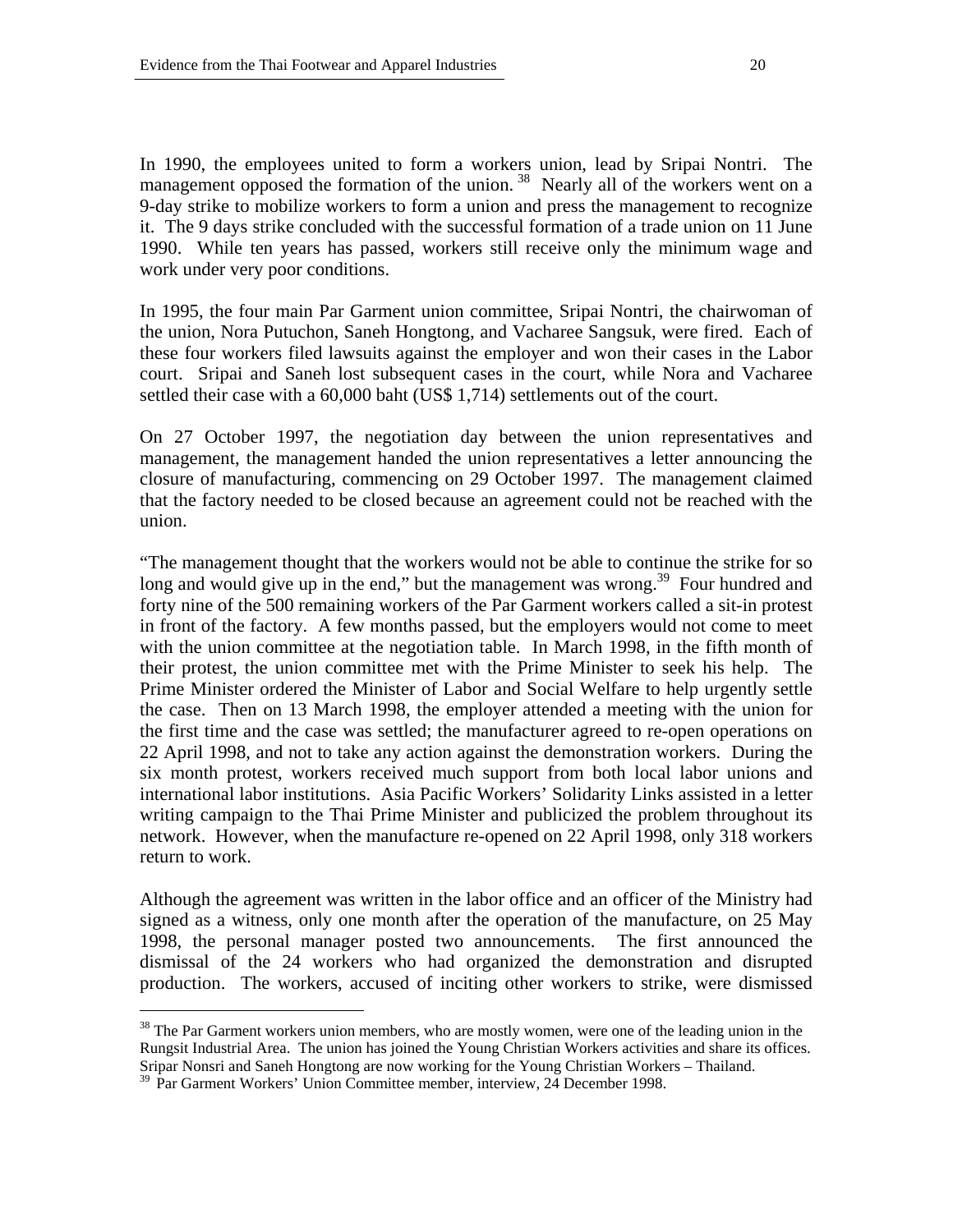In 1990, the employees united to form a workers union, lead by Sripai Nontri. The management opposed the formation of the union. [38] Nearly all of the workers went on a 9-day strike to mobilize workers to form a union and press the management to recognize it. The 9 days strike concluded with the successful formation of a trade union on 11 June 1990. While ten years has passed, workers still receive only the minimum wage and work under very poor conditions.

In 1995, the four main Par Garment union committee, Sripai Nontri, the chairwoman of the union, Nora Putuchon, Saneh Hongtong, and Vacharee Sangsuk, were fired. Each of these four workers filed lawsuits against the employer and won their cases in the Labor court. Sripai and Saneh lost subsequent cases in the court, while Nora and Vacharee settled their case with a 60,000 baht (US$ 1,714) settlements out of the court.

On 27 October 1997, the negotiation day between the union representatives and management, the management handed the union representatives a letter announcing the closure of manufacturing, commencing on 29 October 1997. The management claimed that the factory needed to be closed because an agreement could not be reached with the union.

"The management thought that the workers would not be able to continue the strike for so long and would give up in the end," but the management was wrong.[39] Four hundred and forty nine of the 500 remaining workers of the Par Garment workers called a sit-in protest in front of the factory. A few months passed, but the employers would not come to meet with the union committee at the negotiation table. In March 1998, in the fifth month of their protest, the union committee met with the Prime Minister to seek his help. The Prime Minister ordered the Minister of Labor and Social Welfare to help urgently settle the case. Then on 13 March 1998, the employer attended a meeting with the union for the first time and the case was settled; the manufacturer agreed to re-open operations on 22 April 1998, and not to take any action against the demonstration workers. During the six month protest, workers received much support from both local labor unions and international labor institutions. Asia Pacific Workers' Solidarity Links assisted in a letter writing campaign to the Thai Prime Minister and publicized the problem throughout its network. However, when the manufacture re-opened on 22 April 1998, only 318 workers return to work.

Although the agreement was written in the labor office and an officer of the Ministry had signed as a witness, only one month after the operation of the manufacture, on 25 May 1998, the personal manager posted two announcements. The first announced the dismissal of the 24 workers who had organized the demonstration and disrupted production. The workers, accused of inciting other workers to strike, were dismissed

---

[38] The Par Garment workers union members, who are mostly women, were one of the leading union in the Rungsit Industrial Area. The union has joined the Young Christian Workers activities and share its offices. Sripar Nonsri and Saneh Hongtong are now working for the Young Christian Workers – Thailand.

[39] Par Garment Workers' Union Committee member, interview, 24 December 1998.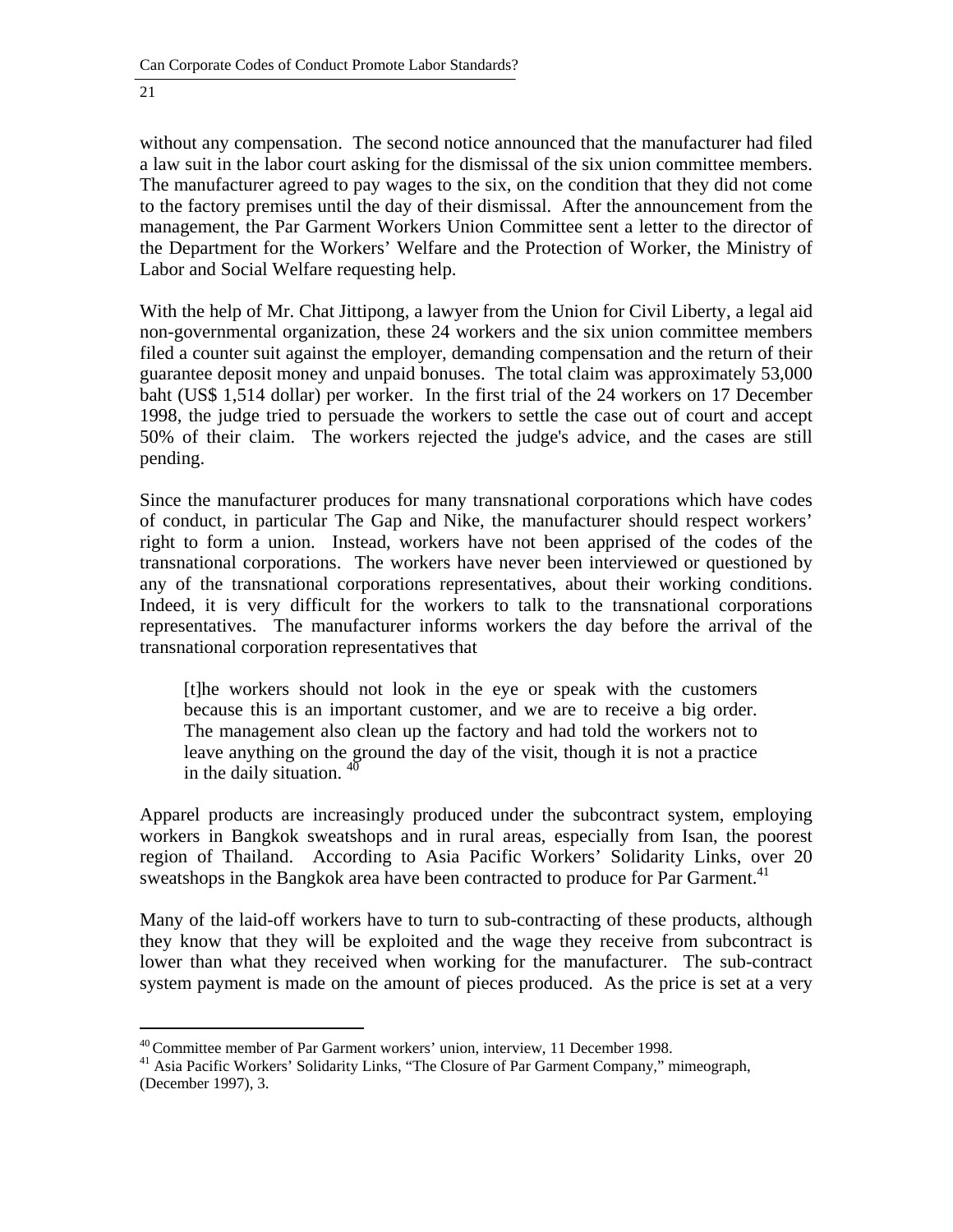without any compensation. The second notice announced that the manufacturer had filed a law suit in the labor court asking for the dismissal of the six union committee members. The manufacturer agreed to pay wages to the six, on the condition that they did not come to the factory premises until the day of their dismissal. After the announcement from the management, the Par Garment Workers Union Committee sent a letter to the director of the Department for the Workers' Welfare and the Protection of Worker, the Ministry of Labor and Social Welfare requesting help.

With the help of Mr. Chat Jittipong, a lawyer from the Union for Civil Liberty, a legal aid non-governmental organization, these 24 workers and the six union committee members filed a counter suit against the employer, demanding compensation and the return of their guarantee deposit money and unpaid bonuses. The total claim was approximately 53,000 baht (US$ 1,514 dollar) per worker. In the first trial of the 24 workers on 17 December 1998, the judge tried to persuade the workers to settle the case out of court and accept 50% of their claim. The workers rejected the judge's advice, and the cases are still pending.

Since the manufacturer produces for many transnational corporations which have codes of conduct, in particular The Gap and Nike, the manufacturer should respect workers' right to form a union. Instead, workers have not been apprised of the codes of the transnational corporations. The workers have never been interviewed or questioned by any of the transnational corporations representatives, about their working conditions. Indeed, it is very difficult for the workers to talk to the transnational corporations representatives. The manufacturer informs workers the day before the arrival of the transnational corporation representatives that

> [t]he workers should not look in the eye or speak with the customers because this is an important customer, and we are to receive a big order. The management also clean up the factory and had told the workers not to leave anything on the ground the day of the visit, though it is not a practice in the daily situation. [40]

Apparel products are increasingly produced under the subcontract system, employing workers in Bangkok sweatshops and in rural areas, especially from Isan, the poorest region of Thailand. According to Asia Pacific Workers' Solidarity Links, over 20 sweatshops in the Bangkok area have been contracted to produce for Par Garment.[41]

Many of the laid-off workers have to turn to sub-contracting of these products, although they know that they will be exploited and the wage they receive from subcontract is lower than what they received when working for the manufacturer. The sub-contract system payment is made on the amount of pieces produced. As the price is set at a very

---

[40] Committee member of Par Garment workers' union, interview, 11 December 1998.

[41] Asia Pacific Workers' Solidarity Links, "The Closure of Par Garment Company," mimeograph, (December 1997), 3.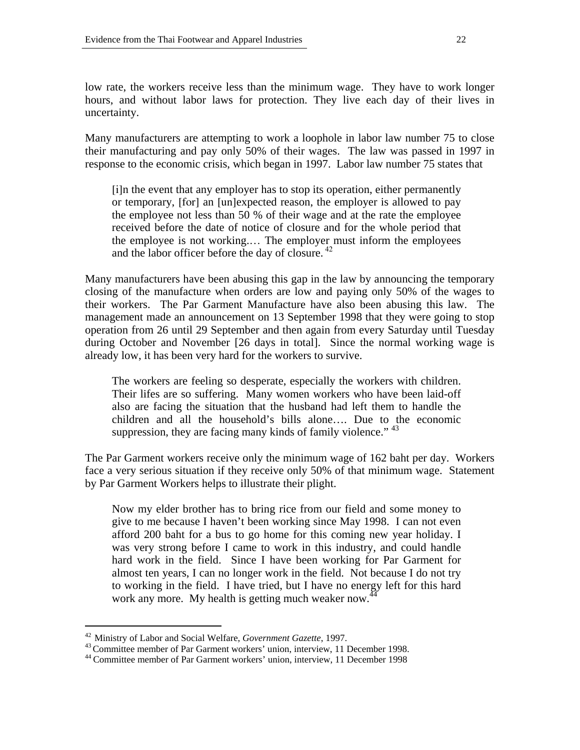low rate, the workers receive less than the minimum wage. They have to work longer hours, and without labor laws for protection. They live each day of their lives in uncertainty.

Many manufacturers are attempting to work a loophole in labor law number 75 to close their manufacturing and pay only 50% of their wages. The law was passed in 1997 in response to the economic crisis, which began in 1997. Labor law number 75 states that

> [i]n the event that any employer has to stop its operation, either permanently or temporary, [for] an [un]expected reason, the employer is allowed to pay the employee not less than 50 % of their wage and at the rate the employee received before the date of notice of closure and for the whole period that the employee is not working.… The employer must inform the employees and the labor officer before the day of closure.[42]

Many manufacturers have been abusing this gap in the law by announcing the temporary closing of the manufacture when orders are low and paying only 50% of the wages to their workers. The Par Garment Manufacture have also been abusing this law. The management made an announcement on 13 September 1998 that they were going to stop operation from 26 until 29 September and then again from every Saturday until Tuesday during October and November [26 days in total]. Since the normal working wage is already low, it has been very hard for the workers to survive.

> The workers are feeling so desperate, especially the workers with children. Their lifes are so suffering. Many women workers who have been laid-off also are facing the situation that the husband had left them to handle the children and all the household's bills alone…. Due to the economic suppression, they are facing many kinds of family violence."[43]

The Par Garment workers receive only the minimum wage of 162 baht per day. Workers face a very serious situation if they receive only 50% of that minimum wage. Statement by Par Garment Workers helps to illustrate their plight.

> Now my elder brother has to bring rice from our field and some money to give to me because I haven't been working since May 1998. I can not even afford 200 baht for a bus to go home for this coming new year holiday. I was very strong before I came to work in this industry, and could handle hard work in the field. Since I have been working for Par Garment for almost ten years, I can no longer work in the field. Not because I do not try to working in the field. I have tried, but I have no energy left for this hard work any more. My health is getting much weaker now.[44]

---

[42] Ministry of Labor and Social Welfare, *Government Gazette*, 1997.

[43] Committee member of Par Garment workers' union, interview, 11 December 1998.

[44] Committee member of Par Garment workers' union, interview, 11 December 1998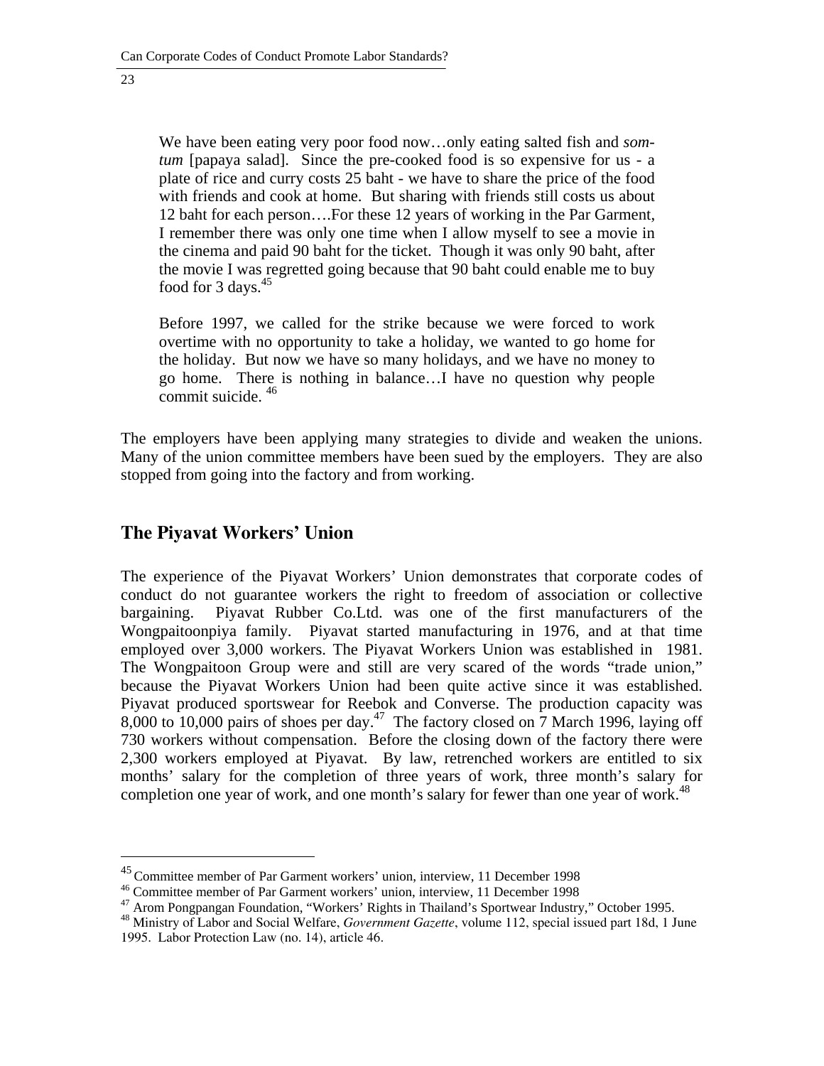> We have been eating very poor food now…only eating salted fish and *som-tum* [papaya salad]. Since the pre-cooked food is so expensive for us - a plate of rice and curry costs 25 baht - we have to share the price of the food with friends and cook at home. But sharing with friends still costs us about 12 baht for each person….For these 12 years of working in the Par Garment, I remember there was only one time when I allow myself to see a movie in the cinema and paid 90 baht for the ticket. Though it was only 90 baht, after the movie I was regretted going because that 90 baht could enable me to buy food for 3 days.[45]
>
> Before 1997, we called for the strike because we were forced to work overtime with no opportunity to take a holiday, we wanted to go home for the holiday. But now we have so many holidays, and we have no money to go home. There is nothing in balance…I have no question why people commit suicide. [46]

The employers have been applying many strategies to divide and weaken the unions. Many of the union committee members have been sued by the employers. They are also stopped from going into the factory and from working.

## The Piyavat Workers' Union

The experience of the Piyavat Workers' Union demonstrates that corporate codes of conduct do not guarantee workers the right to freedom of association or collective bargaining. Piyavat Rubber Co.Ltd. was one of the first manufacturers of the Wongpaitoonpiya family. Piyavat started manufacturing in 1976, and at that time employed over 3,000 workers. The Piyavat Workers Union was established in 1981. The Wongpaitoon Group were and still are very scared of the words "trade union," because the Piyavat Workers Union had been quite active since it was established. Piyavat produced sportswear for Reebok and Converse. The production capacity was 8,000 to 10,000 pairs of shoes per day.[47] The factory closed on 7 March 1996, laying off 730 workers without compensation. Before the closing down of the factory there were 2,300 workers employed at Piyavat. By law, retrenched workers are entitled to six months' salary for the completion of three years of work, three month's salary for completion one year of work, and one month's salary for fewer than one year of work.[48]

---

[45] Committee member of Par Garment workers' union, interview, 11 December 1998

[46] Committee member of Par Garment workers' union, interview, 11 December 1998

[47] Arom Pongpangan Foundation, "Workers' Rights in Thailand's Sportwear Industry," October 1995.

[48] Ministry of Labor and Social Welfare, *Government Gazette*, volume 112, special issued part 18d, 1 June 1995. Labor Protection Law (no. 14), article 46.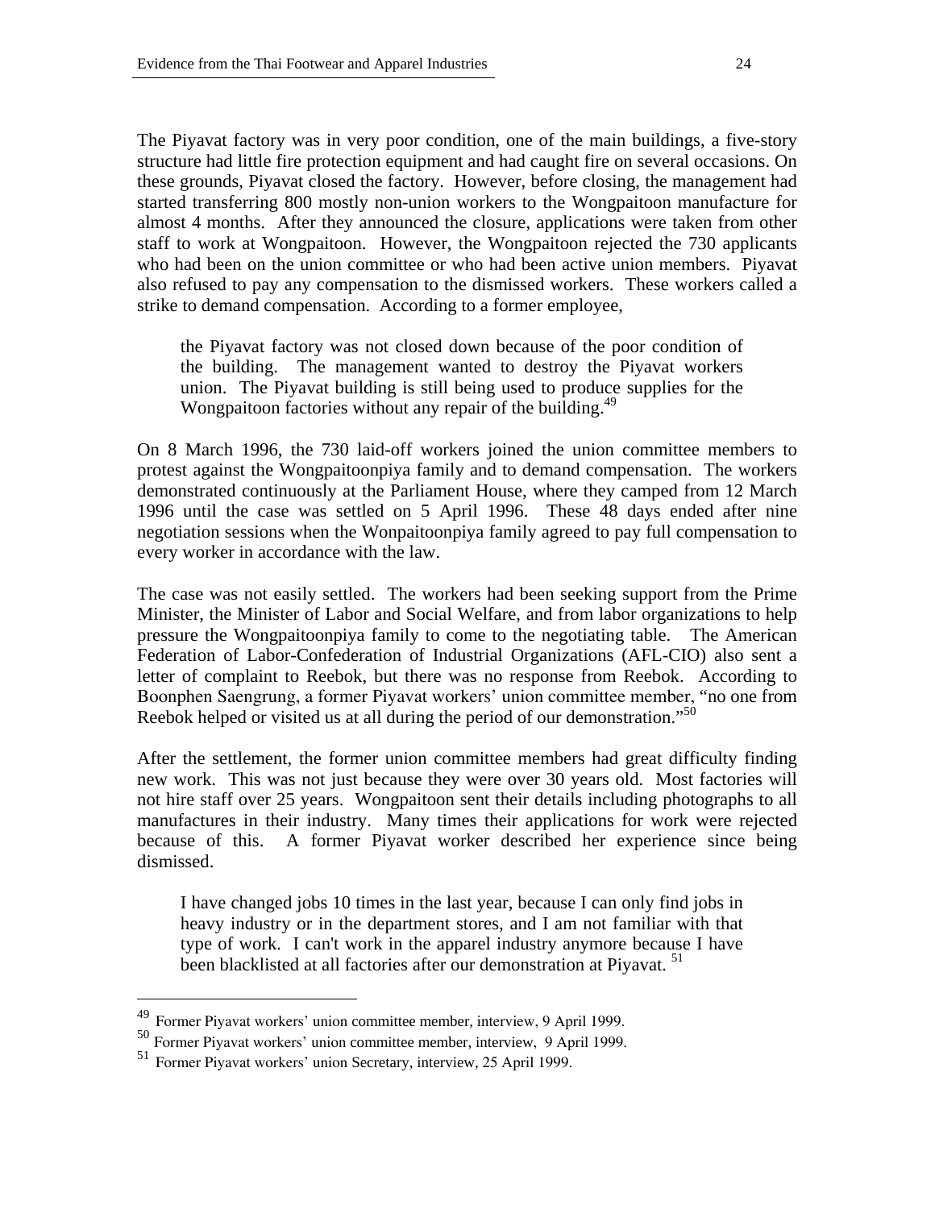The Piyavat factory was in very poor condition, one of the main buildings, a five-story structure had little fire protection equipment and had caught fire on several occasions. On these grounds, Piyavat closed the factory. However, before closing, the management had started transferring 800 mostly non-union workers to the Wongpaitoon manufacture for almost 4 months. After they announced the closure, applications were taken from other staff to work at Wongpaitoon. However, the Wongpaitoon rejected the 730 applicants who had been on the union committee or who had been active union members. Piyavat also refused to pay any compensation to the dismissed workers. These workers called a strike to demand compensation. According to a former employee,

> the Piyavat factory was not closed down because of the poor condition of the building. The management wanted to destroy the Piyavat workers union. The Piyavat building is still being used to produce supplies for the Wongpaitoon factories without any repair of the building.[49]

On 8 March 1996, the 730 laid-off workers joined the union committee members to protest against the Wongpaitoonpiya family and to demand compensation. The workers demonstrated continuously at the Parliament House, where they camped from 12 March 1996 until the case was settled on 5 April 1996. These 48 days ended after nine negotiation sessions when the Wonpaitoonpiya family agreed to pay full compensation to every worker in accordance with the law.

The case was not easily settled. The workers had been seeking support from the Prime Minister, the Minister of Labor and Social Welfare, and from labor organizations to help pressure the Wongpaitoonpiya family to come to the negotiating table. The American Federation of Labor-Confederation of Industrial Organizations (AFL-CIO) also sent a letter of complaint to Reebok, but there was no response from Reebok. According to Boonphen Saengrung, a former Piyavat workers' union committee member, "no one from Reebok helped or visited us at all during the period of our demonstration."[50]

After the settlement, the former union committee members had great difficulty finding new work. This was not just because they were over 30 years old. Most factories will not hire staff over 25 years. Wongpaitoon sent their details including photographs to all manufactures in their industry. Many times their applications for work were rejected because of this. A former Piyavat worker described her experience since being dismissed.

> I have changed jobs 10 times in the last year, because I can only find jobs in heavy industry or in the department stores, and I am not familiar with that type of work. I can't work in the apparel industry anymore because I have been blacklisted at all factories after our demonstration at Piyavat.[51]

---

[49] Former Piyavat workers' union committee member, interview, 9 April 1999.

[50] Former Piyavat workers' union committee member, interview, 9 April 1999.

[51] Former Piyavat workers' union Secretary, interview, 25 April 1999.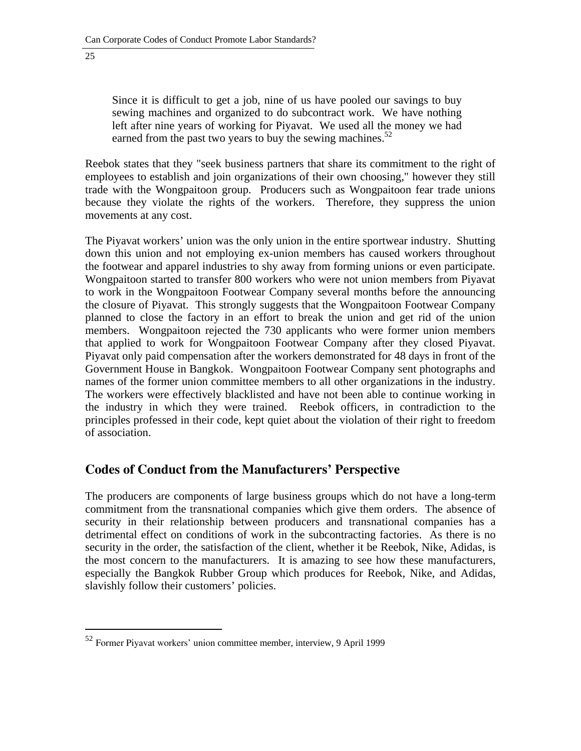> Since it is difficult to get a job, nine of us have pooled our savings to buy sewing machines and organized to do subcontract work. We have nothing left after nine years of working for Piyavat. We used all the money we had earned from the past two years to buy the sewing machines.[52]

Reebok states that they "seek business partners that share its commitment to the right of employees to establish and join organizations of their own choosing," however they still trade with the Wongpaitoon group. Producers such as Wongpaitoon fear trade unions because they violate the rights of the workers. Therefore, they suppress the union movements at any cost.

The Piyavat workers' union was the only union in the entire sportwear industry. Shutting down this union and not employing ex-union members has caused workers throughout the footwear and apparel industries to shy away from forming unions or even participate. Wongpaitoon started to transfer 800 workers who were not union members from Piyavat to work in the Wongpaitoon Footwear Company several months before the announcing the closure of Piyavat. This strongly suggests that the Wongpaitoon Footwear Company planned to close the factory in an effort to break the union and get rid of the union members. Wongpaitoon rejected the 730 applicants who were former union members that applied to work for Wongpaitoon Footwear Company after they closed Piyavat. Piyavat only paid compensation after the workers demonstrated for 48 days in front of the Government House in Bangkok. Wongpaitoon Footwear Company sent photographs and names of the former union committee members to all other organizations in the industry. The workers were effectively blacklisted and have not been able to continue working in the industry in which they were trained. Reebok officers, in contradiction to the principles professed in their code, kept quiet about the violation of their right to freedom of association.

## Codes of Conduct from the Manufacturers' Perspective

The producers are components of large business groups which do not have a long-term commitment from the transnational companies which give them orders. The absence of security in their relationship between producers and transnational companies has a detrimental effect on conditions of work in the subcontracting factories. As there is no security in the order, the satisfaction of the client, whether it be Reebok, Nike, Adidas, is the most concern to the manufacturers. It is amazing to see how these manufacturers, especially the Bangkok Rubber Group which produces for Reebok, Nike, and Adidas, slavishly follow their customers' policies.

---

[52] Former Piyavat workers' union committee member, interview, 9 April 1999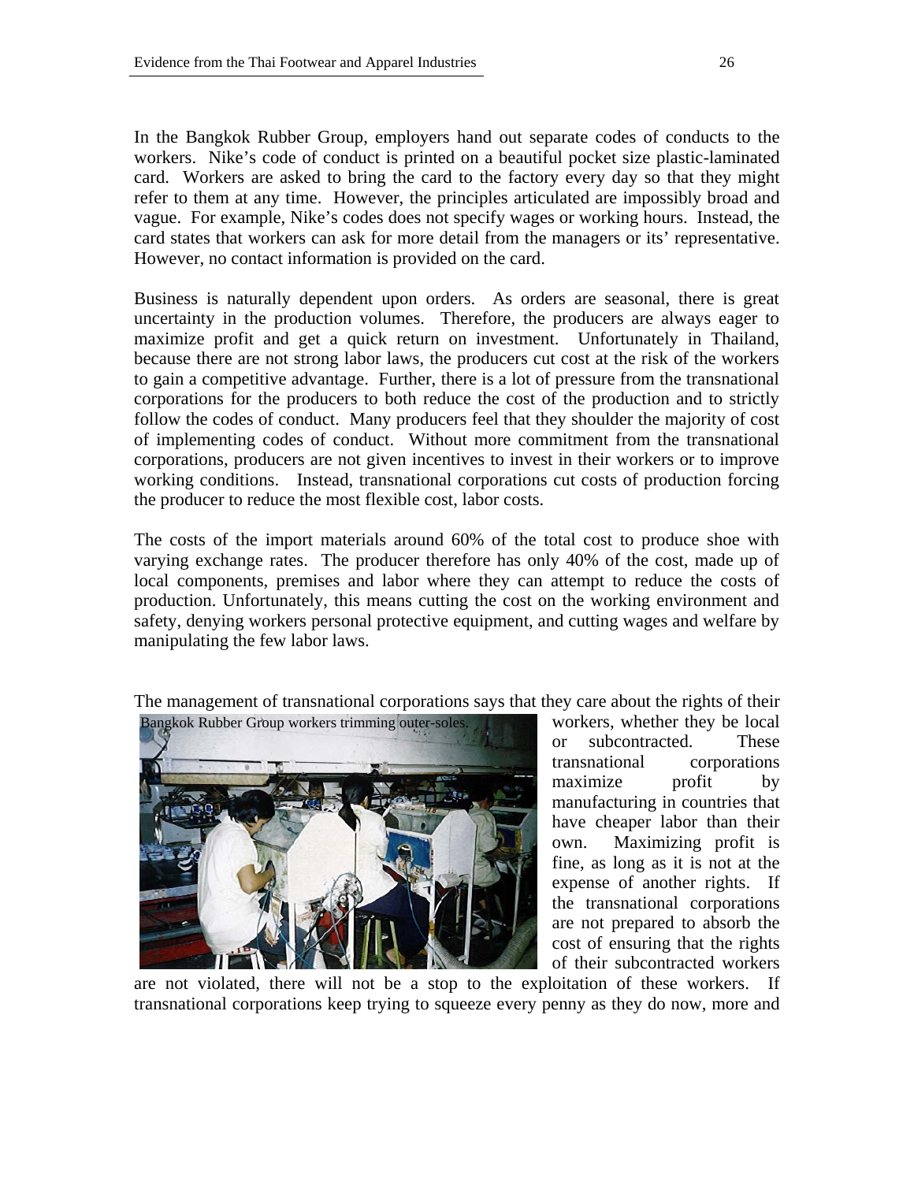In the Bangkok Rubber Group, employers hand out separate codes of conducts to the workers. Nike's code of conduct is printed on a beautiful pocket size plastic-laminated card. Workers are asked to bring the card to the factory every day so that they might refer to them at any time. However, the principles articulated are impossibly broad and vague. For example, Nike's codes does not specify wages or working hours. Instead, the card states that workers can ask for more detail from the managers or its' representative. However, no contact information is provided on the card.

Business is naturally dependent upon orders. As orders are seasonal, there is great uncertainty in the production volumes. Therefore, the producers are always eager to maximize profit and get a quick return on investment. Unfortunately in Thailand, because there are not strong labor laws, the producers cut cost at the risk of the workers to gain a competitive advantage. Further, there is a lot of pressure from the transnational corporations for the producers to both reduce the cost of the production and to strictly follow the codes of conduct. Many producers feel that they shoulder the majority of cost of implementing codes of conduct. Without more commitment from the transnational corporations, producers are not given incentives to invest in their workers or to improve working conditions. Instead, transnational corporations cut costs of production forcing the producer to reduce the most flexible cost, labor costs.

The costs of the import materials around 60% of the total cost to produce shoe with varying exchange rates. The producer therefore has only 40% of the cost, made up of local components, premises and labor where they can attempt to reduce the costs of production. Unfortunately, this means cutting the cost on the working environment and safety, denying workers personal protective equipment, and cutting wages and welfare by manipulating the few labor laws.

Bangkok Rubber Group workers trimming outer-soles.

The management of transnational corporations says that they care about the rights of their workers, whether they be local or subcontracted. These transnational corporations maximize profit by manufacturing in countries that have cheaper labor than their own. Maximizing profit is fine, as long as it is not at the expense of another rights. If the transnational corporations are not prepared to absorb the cost of ensuring that the rights of their subcontracted workers are not violated, there will not be a stop to the exploitation of these workers. If transnational corporations keep trying to squeeze every penny as they do now, more and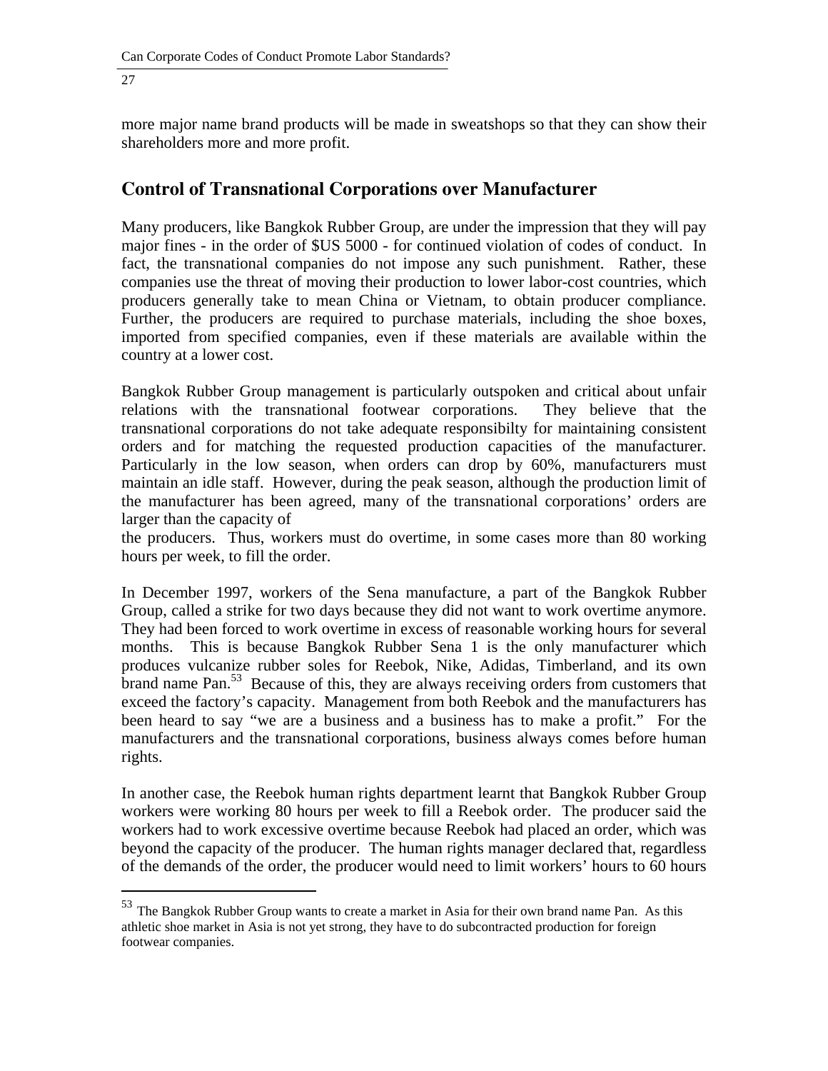more major name brand products will be made in sweatshops so that they can show their shareholders more and more profit.

## Control of Transnational Corporations over Manufacturer

Many producers, like Bangkok Rubber Group, are under the impression that they will pay major fines - in the order of $US 5000 - for continued violation of codes of conduct. In fact, the transnational companies do not impose any such punishment. Rather, these companies use the threat of moving their production to lower labor-cost countries, which producers generally take to mean China or Vietnam, to obtain producer compliance. Further, the producers are required to purchase materials, including the shoe boxes, imported from specified companies, even if these materials are available within the country at a lower cost.

Bangkok Rubber Group management is particularly outspoken and critical about unfair relations with the transnational footwear corporations. They believe that the transnational corporations do not take adequate responsibilty for maintaining consistent orders and for matching the requested production capacities of the manufacturer. Particularly in the low season, when orders can drop by 60%, manufacturers must maintain an idle staff. However, during the peak season, although the production limit of the manufacturer has been agreed, many of the transnational corporations' orders are larger than the capacity of the producers. Thus, workers must do overtime, in some cases more than 80 working hours per week, to fill the order.

In December 1997, workers of the Sena manufacture, a part of the Bangkok Rubber Group, called a strike for two days because they did not want to work overtime anymore. They had been forced to work overtime in excess of reasonable working hours for several months. This is because Bangkok Rubber Sena 1 is the only manufacturer which produces vulcanize rubber soles for Reebok, Nike, Adidas, Timberland, and its own brand name Pan.[53] Because of this, they are always receiving orders from customers that exceed the factory's capacity. Management from both Reebok and the manufacturers has been heard to say "we are a business and a business has to make a profit." For the manufacturers and the transnational corporations, business always comes before human rights.

In another case, the Reebok human rights department learnt that Bangkok Rubber Group workers were working 80 hours per week to fill a Reebok order. The producer said the workers had to work excessive overtime because Reebok had placed an order, which was beyond the capacity of the producer. The human rights manager declared that, regardless of the demands of the order, the producer would need to limit workers' hours to 60 hours

---

[53] The Bangkok Rubber Group wants to create a market in Asia for their own brand name Pan. As this athletic shoe market in Asia is not yet strong, they have to do subcontracted production for foreign footwear companies.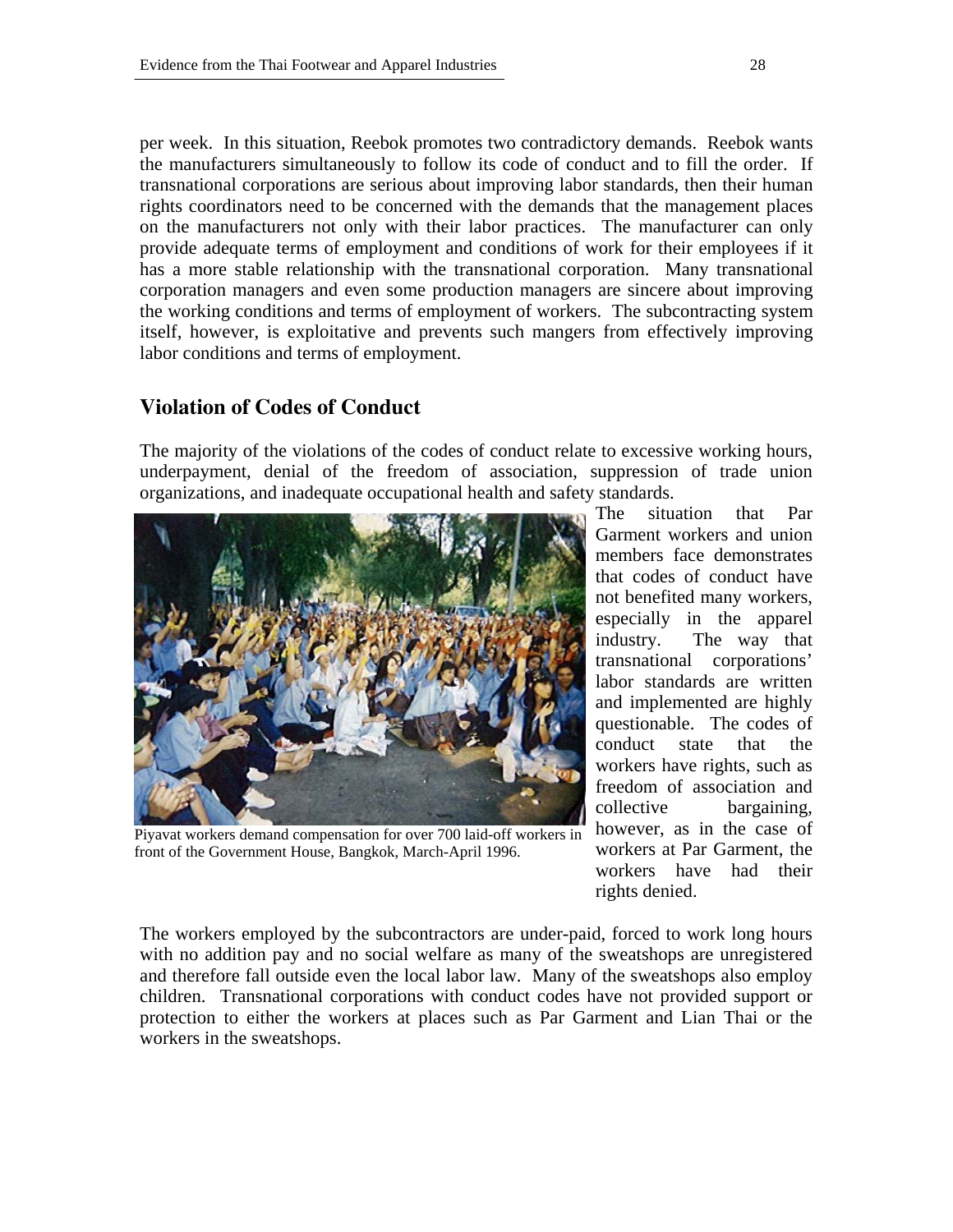per week. In this situation, Reebok promotes two contradictory demands. Reebok wants the manufacturers simultaneously to follow its code of conduct and to fill the order. If transnational corporations are serious about improving labor standards, then their human rights coordinators need to be concerned with the demands that the management places on the manufacturers not only with their labor practices. The manufacturer can only provide adequate terms of employment and conditions of work for their employees if it has a more stable relationship with the transnational corporation. Many transnational corporation managers and even some production managers are sincere about improving the working conditions and terms of employment of workers. The subcontracting system itself, however, is exploitative and prevents such mangers from effectively improving labor conditions and terms of employment.

## Violation of Codes of Conduct

The majority of the violations of the codes of conduct relate to excessive working hours, underpayment, denial of the freedom of association, suppression of trade union organizations, and inadequate occupational health and safety standards.

Piyavat workers demand compensation for over 700 laid-off workers in front of the Government House, Bangkok, March-April 1996.

The situation that Par Garment workers and union members face demonstrates that codes of conduct have not benefited many workers, especially in the apparel industry. The way that transnational corporations' labor standards are written and implemented are highly questionable. The codes of conduct state that the workers have rights, such as freedom of association and collective bargaining, however, as in the case of workers at Par Garment, the workers have had their rights denied.

The workers employed by the subcontractors are under-paid, forced to work long hours with no addition pay and no social welfare as many of the sweatshops are unregistered and therefore fall outside even the local labor law. Many of the sweatshops also employ children. Transnational corporations with conduct codes have not provided support or protection to either the workers at places such as Par Garment and Lian Thai or the workers in the sweatshops.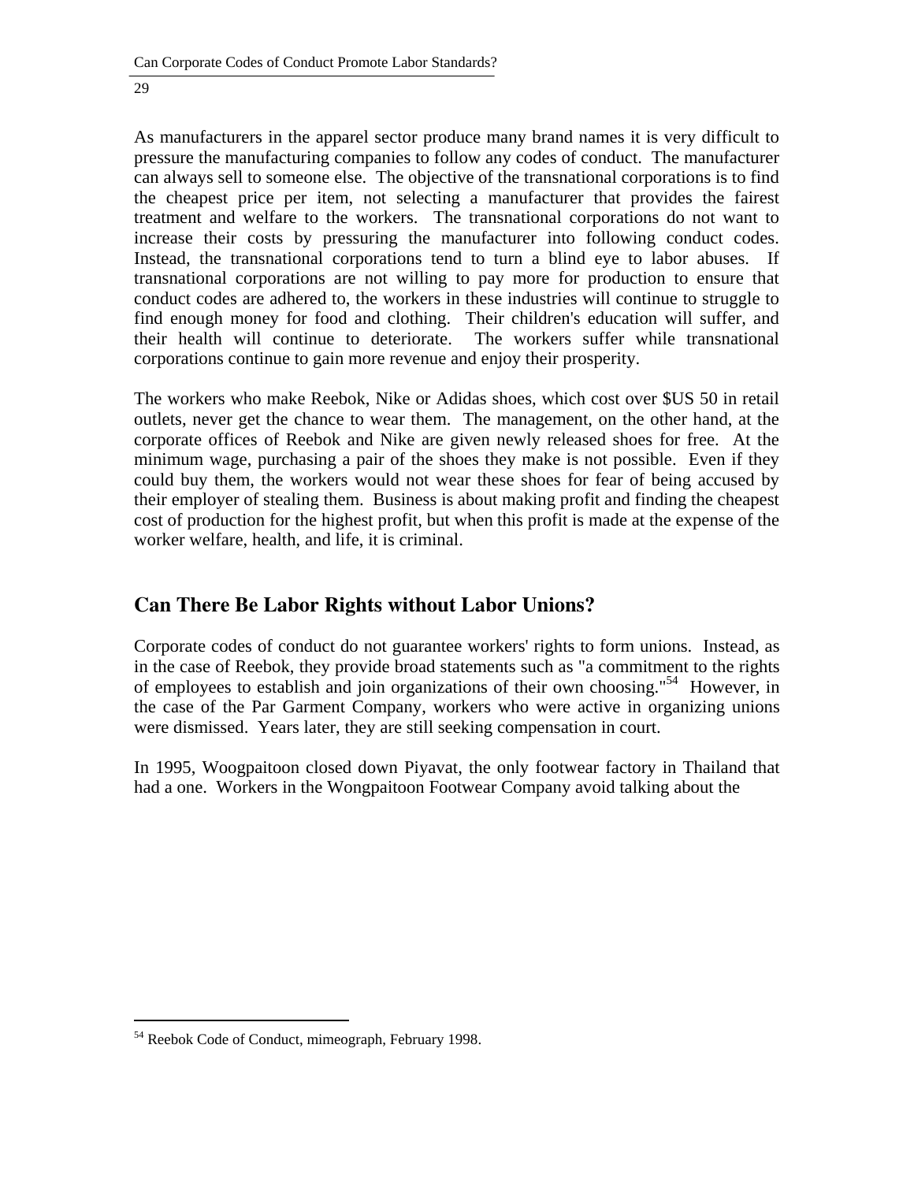As manufacturers in the apparel sector produce many brand names it is very difficult to pressure the manufacturing companies to follow any codes of conduct. The manufacturer can always sell to someone else. The objective of the transnational corporations is to find the cheapest price per item, not selecting a manufacturer that provides the fairest treatment and welfare to the workers. The transnational corporations do not want to increase their costs by pressuring the manufacturer into following conduct codes. Instead, the transnational corporations tend to turn a blind eye to labor abuses. If transnational corporations are not willing to pay more for production to ensure that conduct codes are adhered to, the workers in these industries will continue to struggle to find enough money for food and clothing. Their children's education will suffer, and their health will continue to deteriorate. The workers suffer while transnational corporations continue to gain more revenue and enjoy their prosperity.

The workers who make Reebok, Nike or Adidas shoes, which cost over $US 50 in retail outlets, never get the chance to wear them. The management, on the other hand, at the corporate offices of Reebok and Nike are given newly released shoes for free. At the minimum wage, purchasing a pair of the shoes they make is not possible. Even if they could buy them, the workers would not wear these shoes for fear of being accused by their employer of stealing them. Business is about making profit and finding the cheapest cost of production for the highest profit, but when this profit is made at the expense of the worker welfare, health, and life, it is criminal.

## Can There Be Labor Rights without Labor Unions?

Corporate codes of conduct do not guarantee workers' rights to form unions. Instead, as in the case of Reebok, they provide broad statements such as "a commitment to the rights of employees to establish and join organizations of their own choosing."[54] However, in the case of the Par Garment Company, workers who were active in organizing unions were dismissed. Years later, they are still seeking compensation in court.

In 1995, Woogpaitoon closed down Piyavat, the only footwear factory in Thailand that had a one. Workers in the Wongpaitoon Footwear Company avoid talking about the

[54] Reebok Code of Conduct, mimeograph, February 1998.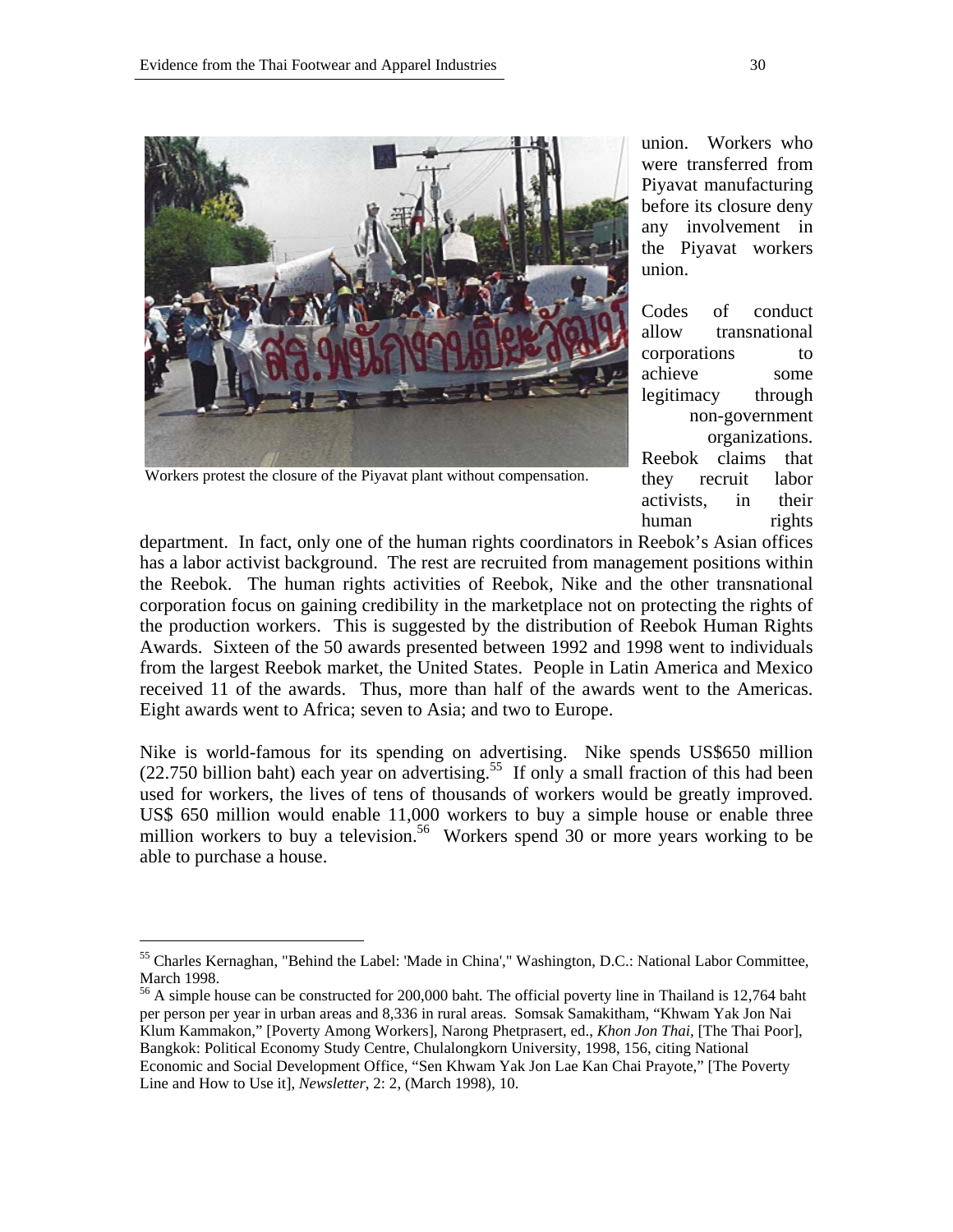union. Workers who were transferred from Piyavat manufacturing before its closure deny any involvement in the Piyavat workers union.

Workers protest the closure of the Piyavat plant without compensation.

Codes of conduct allow transnational corporations to achieve some legitimacy through non-government organizations. Reebok claims that they recruit labor activists, in their human rights department. In fact, only one of the human rights coordinators in Reebok's Asian offices has a labor activist background. The rest are recruited from management positions within the Reebok. The human rights activities of Reebok, Nike and the other transnational corporation focus on gaining credibility in the marketplace not on protecting the rights of the production workers. This is suggested by the distribution of Reebok Human Rights Awards. Sixteen of the 50 awards presented between 1992 and 1998 went to individuals from the largest Reebok market, the United States. People in Latin America and Mexico received 11 of the awards. Thus, more than half of the awards went to the Americas. Eight awards went to Africa; seven to Asia; and two to Europe.

Nike is world-famous for its spending on advertising. Nike spends US$650 million (22.750 billion baht) each year on advertising.[55] If only a small fraction of this had been used for workers, the lives of tens of thousands of workers would be greatly improved. US$ 650 million would enable 11,000 workers to buy a simple house or enable three million workers to buy a television.[56] Workers spend 30 or more years working to be able to purchase a house.

---

[55] Charles Kernaghan, "Behind the Label: 'Made in China'," Washington, D.C.: National Labor Committee, March 1998.

[56] A simple house can be constructed for 200,000 baht. The official poverty line in Thailand is 12,764 baht per person per year in urban areas and 8,336 in rural areas. Somsak Samakitham, "Khwam Yak Jon Nai Klum Kammakon," [Poverty Among Workers], Narong Phetprasert, ed., *Khon Jon Thai*, [The Thai Poor], Bangkok: Political Economy Study Centre, Chulalongkorn University, 1998, 156, citing National Economic and Social Development Office, "Sen Khwam Yak Jon Lae Kan Chai Prayote," [The Poverty Line and How to Use it], *Newsletter*, 2: 2, (March 1998), 10.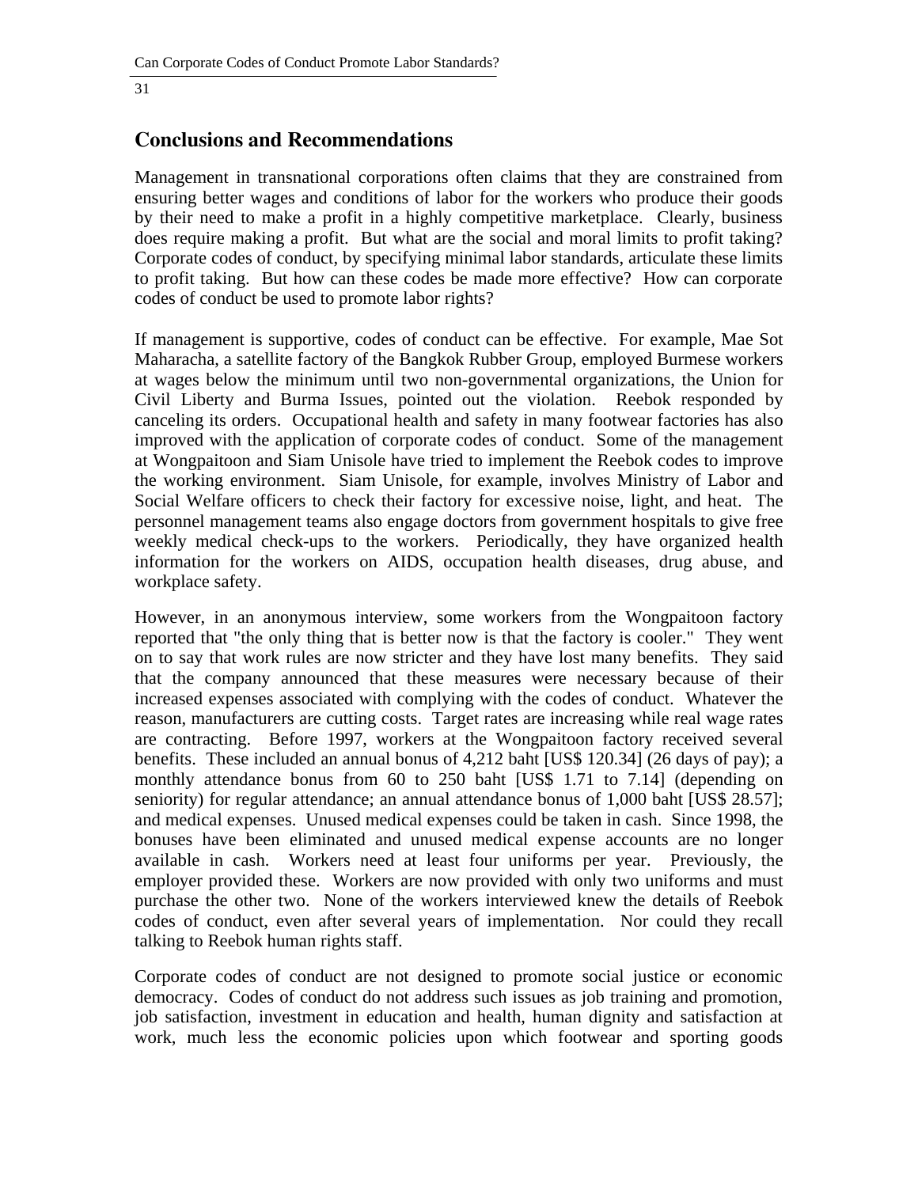## Conclusions and Recommendations

Management in transnational corporations often claims that they are constrained from ensuring better wages and conditions of labor for the workers who produce their goods by their need to make a profit in a highly competitive marketplace. Clearly, business does require making a profit. But what are the social and moral limits to profit taking? Corporate codes of conduct, by specifying minimal labor standards, articulate these limits to profit taking. But how can these codes be made more effective? How can corporate codes of conduct be used to promote labor rights?

If management is supportive, codes of conduct can be effective. For example, Mae Sot Maharacha, a satellite factory of the Bangkok Rubber Group, employed Burmese workers at wages below the minimum until two non-governmental organizations, the Union for Civil Liberty and Burma Issues, pointed out the violation. Reebok responded by canceling its orders. Occupational health and safety in many footwear factories has also improved with the application of corporate codes of conduct. Some of the management at Wongpaitoon and Siam Unisole have tried to implement the Reebok codes to improve the working environment. Siam Unisole, for example, involves Ministry of Labor and Social Welfare officers to check their factory for excessive noise, light, and heat. The personnel management teams also engage doctors from government hospitals to give free weekly medical check-ups to the workers. Periodically, they have organized health information for the workers on AIDS, occupation health diseases, drug abuse, and workplace safety.

However, in an anonymous interview, some workers from the Wongpaitoon factory reported that "the only thing that is better now is that the factory is cooler." They went on to say that work rules are now stricter and they have lost many benefits. They said that the company announced that these measures were necessary because of their increased expenses associated with complying with the codes of conduct. Whatever the reason, manufacturers are cutting costs. Target rates are increasing while real wage rates are contracting. Before 1997, workers at the Wongpaitoon factory received several benefits. These included an annual bonus of 4,212 baht [US$ 120.34] (26 days of pay); a monthly attendance bonus from 60 to 250 baht [US$ 1.71 to 7.14] (depending on seniority) for regular attendance; an annual attendance bonus of 1,000 baht [US$ 28.57]; and medical expenses. Unused medical expenses could be taken in cash. Since 1998, the bonuses have been eliminated and unused medical expense accounts are no longer available in cash. Workers need at least four uniforms per year. Previously, the employer provided these. Workers are now provided with only two uniforms and must purchase the other two. None of the workers interviewed knew the details of Reebok codes of conduct, even after several years of implementation. Nor could they recall talking to Reebok human rights staff.

Corporate codes of conduct are not designed to promote social justice or economic democracy. Codes of conduct do not address such issues as job training and promotion, job satisfaction, investment in education and health, human dignity and satisfaction at work, much less the economic policies upon which footwear and sporting goods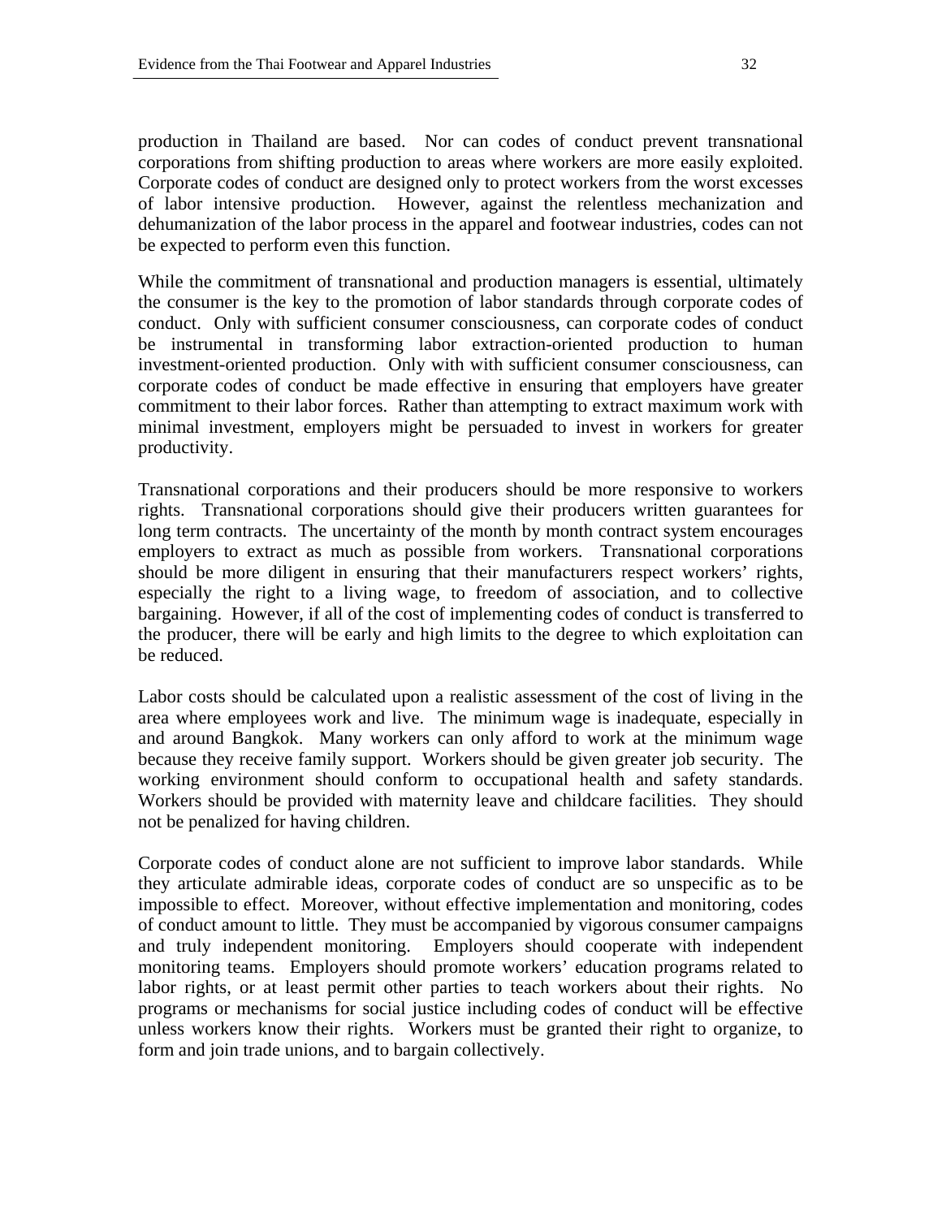production in Thailand are based. Nor can codes of conduct prevent transnational corporations from shifting production to areas where workers are more easily exploited. Corporate codes of conduct are designed only to protect workers from the worst excesses of labor intensive production. However, against the relentless mechanization and dehumanization of the labor process in the apparel and footwear industries, codes can not be expected to perform even this function.

While the commitment of transnational and production managers is essential, ultimately the consumer is the key to the promotion of labor standards through corporate codes of conduct. Only with sufficient consumer consciousness, can corporate codes of conduct be instrumental in transforming labor extraction-oriented production to human investment-oriented production. Only with with sufficient consumer consciousness, can corporate codes of conduct be made effective in ensuring that employers have greater commitment to their labor forces. Rather than attempting to extract maximum work with minimal investment, employers might be persuaded to invest in workers for greater productivity.

Transnational corporations and their producers should be more responsive to workers rights. Transnational corporations should give their producers written guarantees for long term contracts. The uncertainty of the month by month contract system encourages employers to extract as much as possible from workers. Transnational corporations should be more diligent in ensuring that their manufacturers respect workers' rights, especially the right to a living wage, to freedom of association, and to collective bargaining. However, if all of the cost of implementing codes of conduct is transferred to the producer, there will be early and high limits to the degree to which exploitation can be reduced.

Labor costs should be calculated upon a realistic assessment of the cost of living in the area where employees work and live. The minimum wage is inadequate, especially in and around Bangkok. Many workers can only afford to work at the minimum wage because they receive family support. Workers should be given greater job security. The working environment should conform to occupational health and safety standards. Workers should be provided with maternity leave and childcare facilities. They should not be penalized for having children.

Corporate codes of conduct alone are not sufficient to improve labor standards. While they articulate admirable ideas, corporate codes of conduct are so unspecific as to be impossible to effect. Moreover, without effective implementation and monitoring, codes of conduct amount to little. They must be accompanied by vigorous consumer campaigns and truly independent monitoring. Employers should cooperate with independent monitoring teams. Employers should promote workers' education programs related to labor rights, or at least permit other parties to teach workers about their rights. No programs or mechanisms for social justice including codes of conduct will be effective unless workers know their rights. Workers must be granted their right to organize, to form and join trade unions, and to bargain collectively.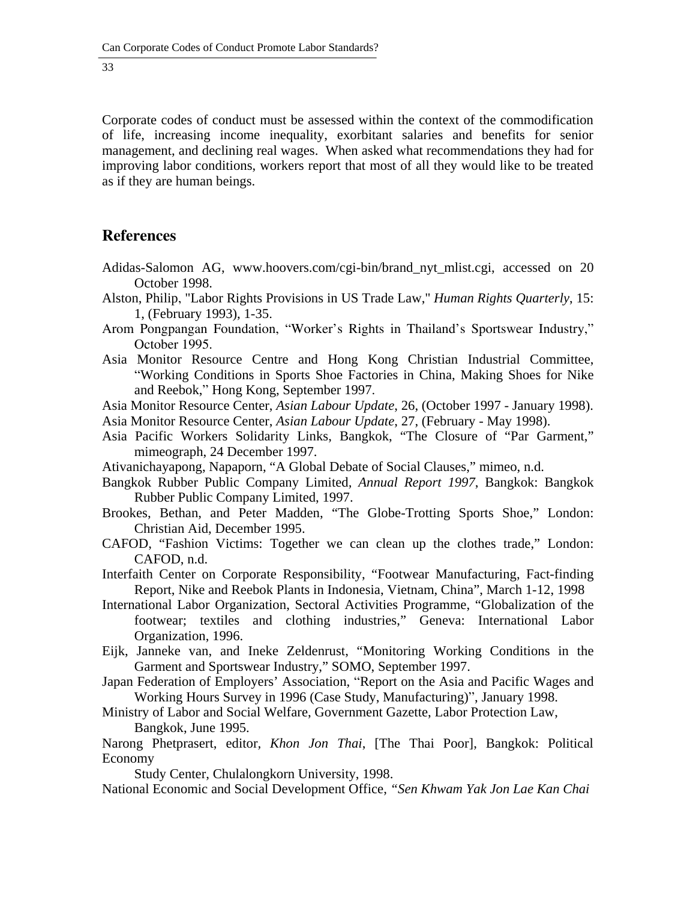Corporate codes of conduct must be assessed within the context of the commodification of life, increasing income inequality, exorbitant salaries and benefits for senior management, and declining real wages. When asked what recommendations they had for improving labor conditions, workers report that most of all they would like to be treated as if they are human beings.

## References

Adidas-Salomon AG, www.hoovers.com/cgi-bin/brand_nyt_mlist.cgi, accessed on 20 October 1998.

Alston, Philip, "Labor Rights Provisions in US Trade Law," *Human Rights Quarterly*, 15: 1, (February 1993), 1-35.

Arom Pongpangan Foundation, "Worker's Rights in Thailand's Sportswear Industry," October 1995.

Asia Monitor Resource Centre and Hong Kong Christian Industrial Committee, "Working Conditions in Sports Shoe Factories in China, Making Shoes for Nike and Reebok," Hong Kong, September 1997.

Asia Monitor Resource Center, *Asian Labour Update*, 26, (October 1997 - January 1998).

Asia Monitor Resource Center, *Asian Labour Update*, 27, (February - May 1998).

Asia Pacific Workers Solidarity Links, Bangkok, "The Closure of "Par Garment," mimeograph, 24 December 1997.

Ativanichayapong, Napaporn, "A Global Debate of Social Clauses," mimeo, n.d.

Bangkok Rubber Public Company Limited, *Annual Report 1997*, Bangkok: Bangkok Rubber Public Company Limited, 1997.

Brookes, Bethan, and Peter Madden, "The Globe-Trotting Sports Shoe," London: Christian Aid, December 1995.

CAFOD, "Fashion Victims: Together we can clean up the clothes trade," London: CAFOD, n.d.

Interfaith Center on Corporate Responsibility, "Footwear Manufacturing, Fact-finding Report, Nike and Reebok Plants in Indonesia, Vietnam, China", March 1-12, 1998

International Labor Organization, Sectoral Activities Programme, "Globalization of the footwear; textiles and clothing industries," Geneva: International Labor Organization, 1996.

Eijk, Janneke van, and Ineke Zeldenrust, "Monitoring Working Conditions in the Garment and Sportswear Industry," SOMO, September 1997.

Japan Federation of Employers' Association, "Report on the Asia and Pacific Wages and Working Hours Survey in 1996 (Case Study, Manufacturing)", January 1998.

Ministry of Labor and Social Welfare, Government Gazette, Labor Protection Law, Bangkok, June 1995.

Narong Phetprasert, editor, *Khon Jon Thai*, [The Thai Poor], Bangkok: Political Economy Study Center, Chulalongkorn University, 1998.

National Economic and Social Development Office, *"Sen Khwam Yak Jon Lae Kan Chai*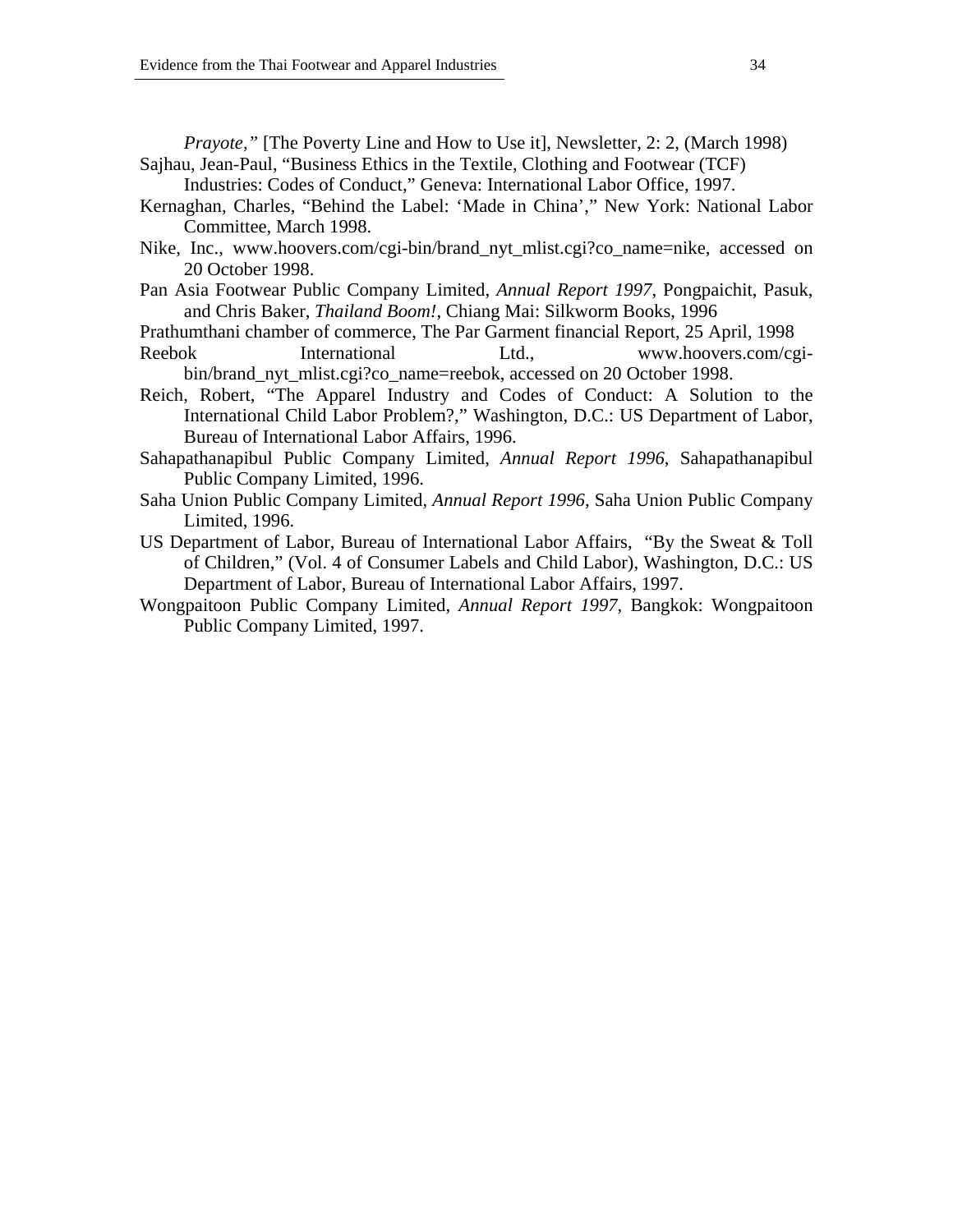*Prayote,"* [The Poverty Line and How to Use it], Newsletter, 2: 2, (March 1998)

Sajhau, Jean-Paul, "Business Ethics in the Textile, Clothing and Footwear (TCF) Industries: Codes of Conduct," Geneva: International Labor Office, 1997.

Kernaghan, Charles, "Behind the Label: 'Made in China'," New York: National Labor Committee, March 1998.

Nike, Inc., www.hoovers.com/cgi-bin/brand_nyt_mlist.cgi?co_name=nike, accessed on 20 October 1998.

Pan Asia Footwear Public Company Limited, *Annual Report 1997*, Pongpaichit, Pasuk, and Chris Baker, *Thailand Boom!*, Chiang Mai: Silkworm Books, 1996

Prathumthani chamber of commerce, The Par Garment financial Report, 25 April, 1998

Reebok International Ltd., www.hoovers.com/cgi-bin/brand_nyt_mlist.cgi?co_name=reebok, accessed on 20 October 1998.

Reich, Robert, "The Apparel Industry and Codes of Conduct: A Solution to the International Child Labor Problem?," Washington, D.C.: US Department of Labor, Bureau of International Labor Affairs, 1996.

Sahapathanapibul Public Company Limited, *Annual Report 1996*, Sahapathanapibul Public Company Limited, 1996.

Saha Union Public Company Limited, *Annual Report 1996*, Saha Union Public Company Limited, 1996.

US Department of Labor, Bureau of International Labor Affairs, "By the Sweat & Toll of Children," (Vol. 4 of Consumer Labels and Child Labor), Washington, D.C.: US Department of Labor, Bureau of International Labor Affairs, 1997.

Wongpaitoon Public Company Limited, *Annual Report 1997*, Bangkok: Wongpaitoon Public Company Limited, 1997.